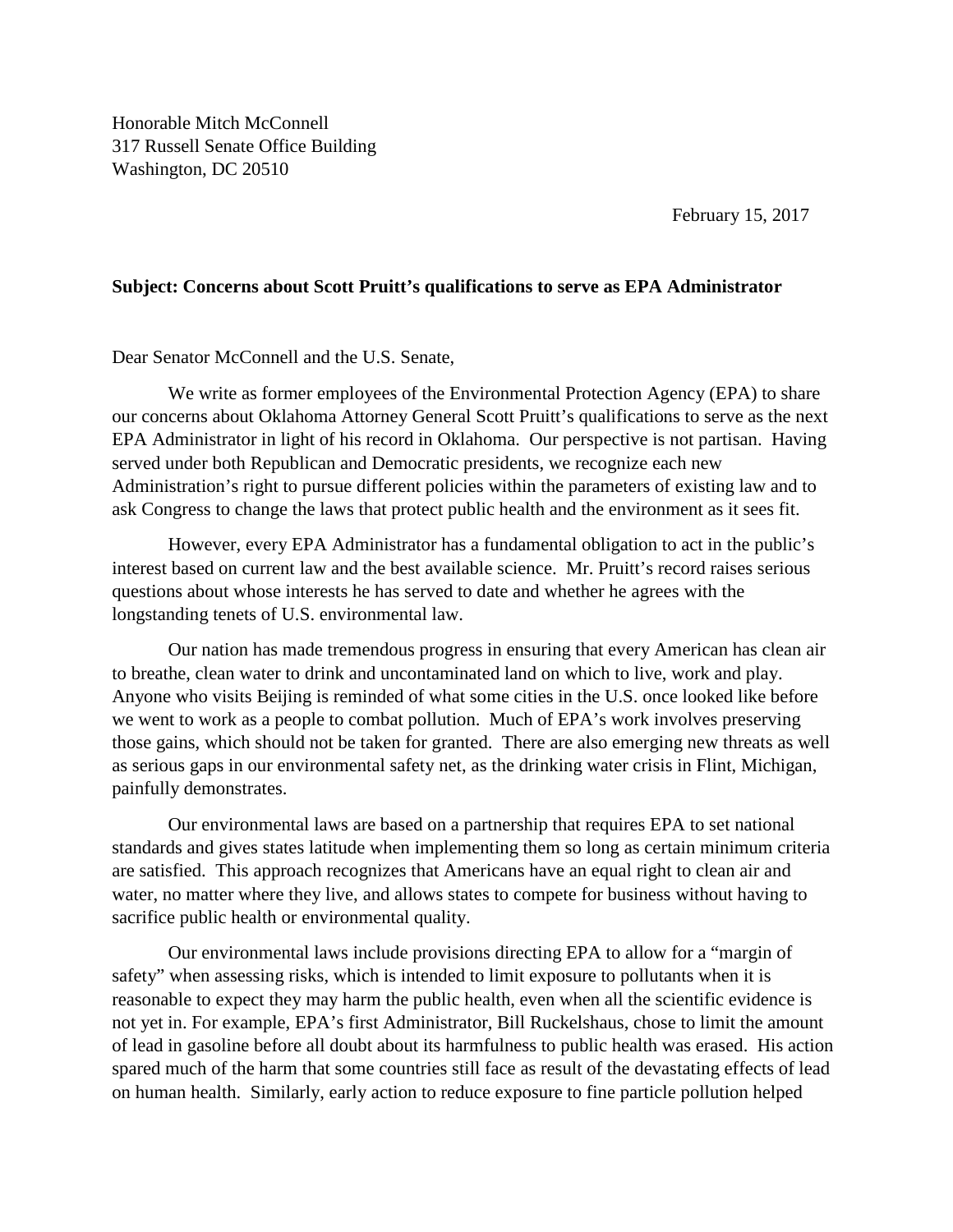Honorable Mitch McConnell
317 Russell Senate Office Building
Washington, DC 20510

February 15, 2017

**Subject: Concerns about Scott Pruitt's qualifications to serve as EPA Administrator**

Dear Senator McConnell and the U.S. Senate,

We write as former employees of the Environmental Protection Agency (EPA) to share our concerns about Oklahoma Attorney General Scott Pruitt's qualifications to serve as the next EPA Administrator in light of his record in Oklahoma. Our perspective is not partisan. Having served under both Republican and Democratic presidents, we recognize each new Administration's right to pursue different policies within the parameters of existing law and to ask Congress to change the laws that protect public health and the environment as it sees fit.

However, every EPA Administrator has a fundamental obligation to act in the public's interest based on current law and the best available science. Mr. Pruitt's record raises serious questions about whose interests he has served to date and whether he agrees with the longstanding tenets of U.S. environmental law.

Our nation has made tremendous progress in ensuring that every American has clean air to breathe, clean water to drink and uncontaminated land on which to live, work and play. Anyone who visits Beijing is reminded of what some cities in the U.S. once looked like before we went to work as a people to combat pollution. Much of EPA's work involves preserving those gains, which should not be taken for granted. There are also emerging new threats as well as serious gaps in our environmental safety net, as the drinking water crisis in Flint, Michigan, painfully demonstrates.

Our environmental laws are based on a partnership that requires EPA to set national standards and gives states latitude when implementing them so long as certain minimum criteria are satisfied. This approach recognizes that Americans have an equal right to clean air and water, no matter where they live, and allows states to compete for business without having to sacrifice public health or environmental quality.

Our environmental laws include provisions directing EPA to allow for a "margin of safety" when assessing risks, which is intended to limit exposure to pollutants when it is reasonable to expect they may harm the public health, even when all the scientific evidence is not yet in. For example, EPA's first Administrator, Bill Ruckelshaus, chose to limit the amount of lead in gasoline before all doubt about its harmfulness to public health was erased. His action spared much of the harm that some countries still face as result of the devastating effects of lead on human health. Similarly, early action to reduce exposure to fine particle pollution helped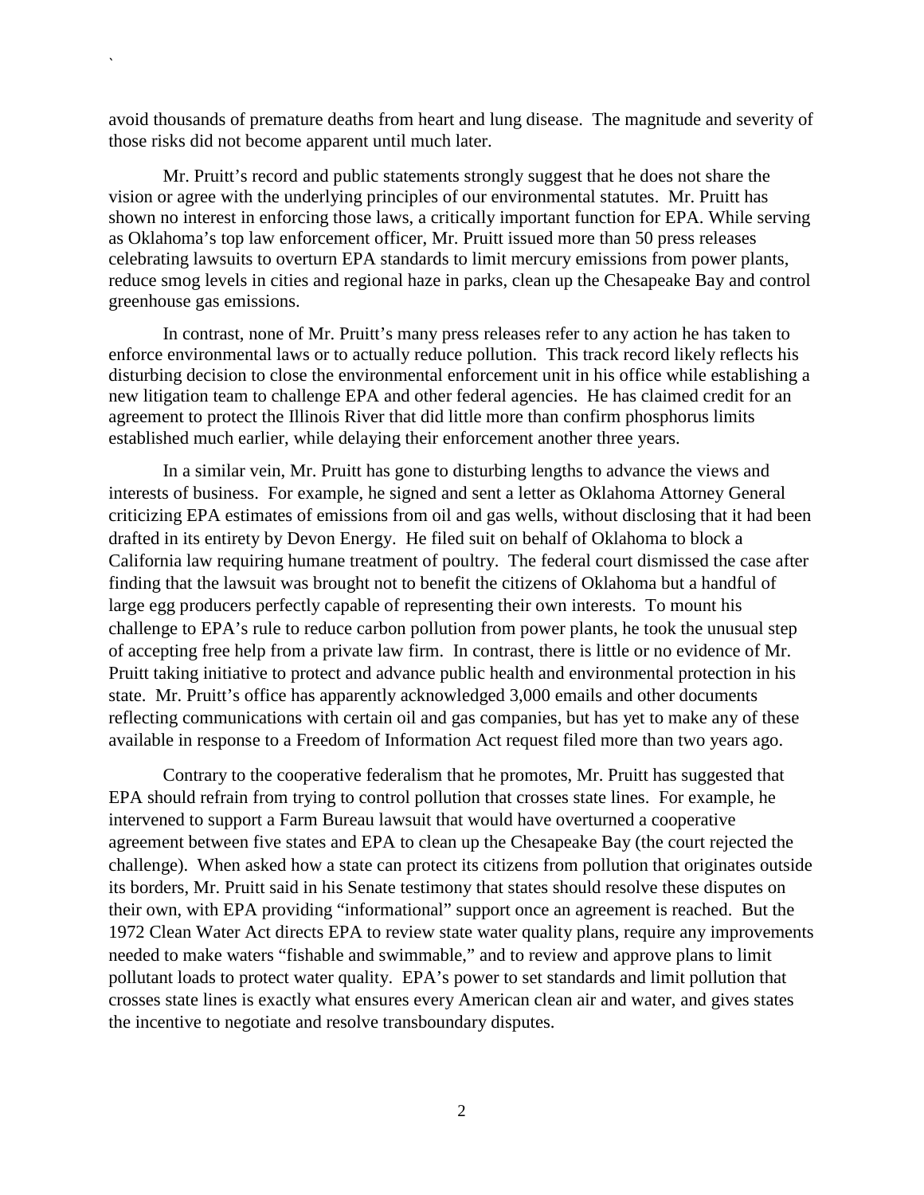avoid thousands of premature deaths from heart and lung disease. The magnitude and severity of those risks did not become apparent until much later.

Mr. Pruitt's record and public statements strongly suggest that he does not share the vision or agree with the underlying principles of our environmental statutes. Mr. Pruitt has shown no interest in enforcing those laws, a critically important function for EPA. While serving as Oklahoma's top law enforcement officer, Mr. Pruitt issued more than 50 press releases celebrating lawsuits to overturn EPA standards to limit mercury emissions from power plants, reduce smog levels in cities and regional haze in parks, clean up the Chesapeake Bay and control greenhouse gas emissions.

In contrast, none of Mr. Pruitt's many press releases refer to any action he has taken to enforce environmental laws or to actually reduce pollution. This track record likely reflects his disturbing decision to close the environmental enforcement unit in his office while establishing a new litigation team to challenge EPA and other federal agencies. He has claimed credit for an agreement to protect the Illinois River that did little more than confirm phosphorus limits established much earlier, while delaying their enforcement another three years.

In a similar vein, Mr. Pruitt has gone to disturbing lengths to advance the views and interests of business. For example, he signed and sent a letter as Oklahoma Attorney General criticizing EPA estimates of emissions from oil and gas wells, without disclosing that it had been drafted in its entirety by Devon Energy. He filed suit on behalf of Oklahoma to block a California law requiring humane treatment of poultry. The federal court dismissed the case after finding that the lawsuit was brought not to benefit the citizens of Oklahoma but a handful of large egg producers perfectly capable of representing their own interests. To mount his challenge to EPA's rule to reduce carbon pollution from power plants, he took the unusual step of accepting free help from a private law firm. In contrast, there is little or no evidence of Mr. Pruitt taking initiative to protect and advance public health and environmental protection in his state. Mr. Pruitt's office has apparently acknowledged 3,000 emails and other documents reflecting communications with certain oil and gas companies, but has yet to make any of these available in response to a Freedom of Information Act request filed more than two years ago.

Contrary to the cooperative federalism that he promotes, Mr. Pruitt has suggested that EPA should refrain from trying to control pollution that crosses state lines. For example, he intervened to support a Farm Bureau lawsuit that would have overturned a cooperative agreement between five states and EPA to clean up the Chesapeake Bay (the court rejected the challenge). When asked how a state can protect its citizens from pollution that originates outside its borders, Mr. Pruitt said in his Senate testimony that states should resolve these disputes on their own, with EPA providing "informational" support once an agreement is reached. But the 1972 Clean Water Act directs EPA to review state water quality plans, require any improvements needed to make waters "fishable and swimmable," and to review and approve plans to limit pollutant loads to protect water quality. EPA's power to set standards and limit pollution that crosses state lines is exactly what ensures every American clean air and water, and gives states the incentive to negotiate and resolve transboundary disputes.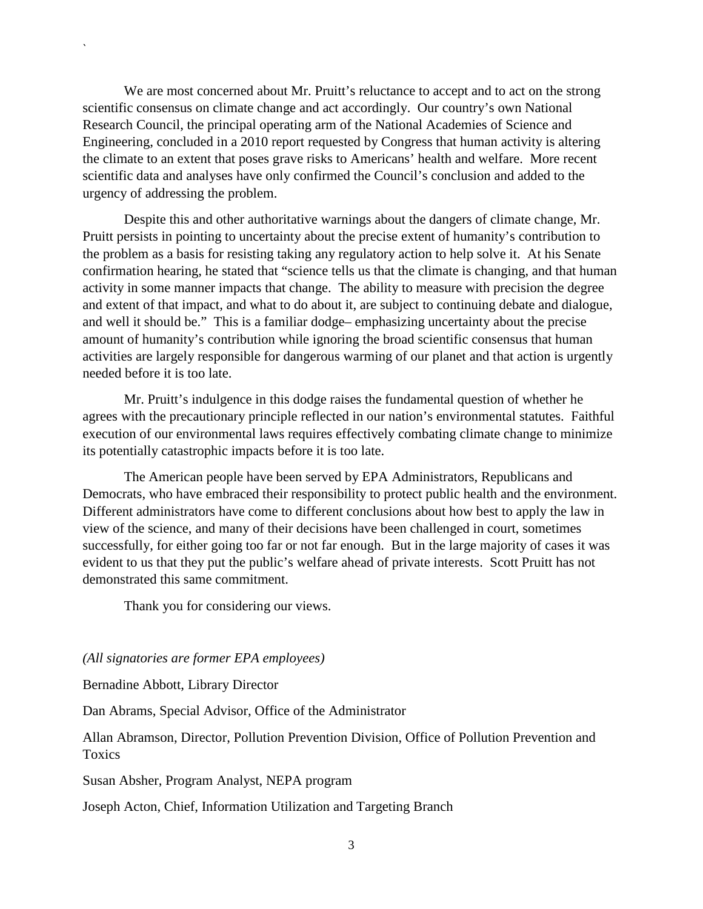We are most concerned about Mr. Pruitt's reluctance to accept and to act on the strong scientific consensus on climate change and act accordingly. Our country's own National Research Council, the principal operating arm of the National Academies of Science and Engineering, concluded in a 2010 report requested by Congress that human activity is altering the climate to an extent that poses grave risks to Americans' health and welfare. More recent scientific data and analyses have only confirmed the Council's conclusion and added to the urgency of addressing the problem.

Despite this and other authoritative warnings about the dangers of climate change, Mr. Pruitt persists in pointing to uncertainty about the precise extent of humanity's contribution to the problem as a basis for resisting taking any regulatory action to help solve it. At his Senate confirmation hearing, he stated that "science tells us that the climate is changing, and that human activity in some manner impacts that change. The ability to measure with precision the degree and extent of that impact, and what to do about it, are subject to continuing debate and dialogue, and well it should be." This is a familiar dodge– emphasizing uncertainty about the precise amount of humanity's contribution while ignoring the broad scientific consensus that human activities are largely responsible for dangerous warming of our planet and that action is urgently needed before it is too late.

Mr. Pruitt's indulgence in this dodge raises the fundamental question of whether he agrees with the precautionary principle reflected in our nation's environmental statutes. Faithful execution of our environmental laws requires effectively combating climate change to minimize its potentially catastrophic impacts before it is too late.

The American people have been served by EPA Administrators, Republicans and Democrats, who have embraced their responsibility to protect public health and the environment. Different administrators have come to different conclusions about how best to apply the law in view of the science, and many of their decisions have been challenged in court, sometimes successfully, for either going too far or not far enough. But in the large majority of cases it was evident to us that they put the public's welfare ahead of private interests. Scott Pruitt has not demonstrated this same commitment.

Thank you for considering our views.

*(All signatories are former EPA employees)*

Bernadine Abbott, Library Director

Dan Abrams, Special Advisor, Office of the Administrator

Allan Abramson, Director, Pollution Prevention Division, Office of Pollution Prevention and Toxics

Susan Absher, Program Analyst, NEPA program

Joseph Acton, Chief, Information Utilization and Targeting Branch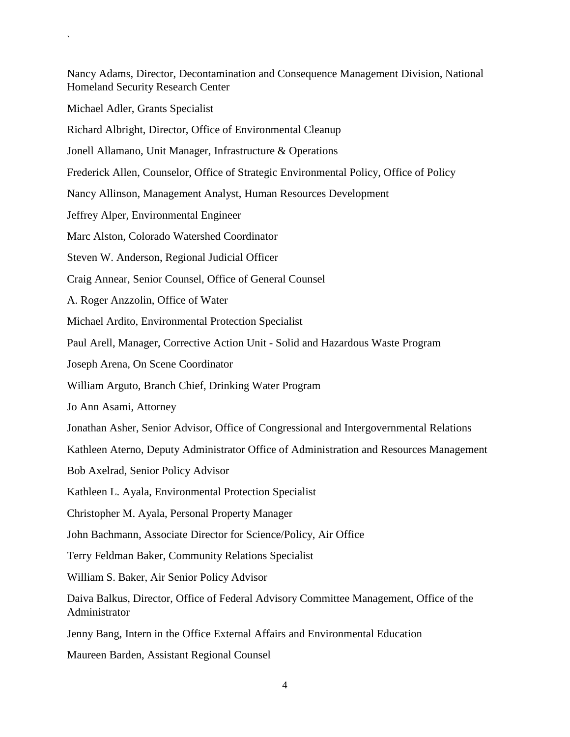Nancy Adams, Director, Decontamination and Consequence Management Division, National Homeland Security Research Center

Michael Adler, Grants Specialist

Richard Albright, Director, Office of Environmental Cleanup

Jonell Allamano, Unit Manager, Infrastructure & Operations

Frederick Allen, Counselor, Office of Strategic Environmental Policy, Office of Policy

Nancy Allinson, Management Analyst, Human Resources Development

Jeffrey Alper, Environmental Engineer

Marc Alston, Colorado Watershed Coordinator

Steven W. Anderson, Regional Judicial Officer

Craig Annear, Senior Counsel, Office of General Counsel

A. Roger Anzzolin, Office of Water

Michael Ardito, Environmental Protection Specialist

Paul Arell, Manager, Corrective Action Unit - Solid and Hazardous Waste Program

Joseph Arena, On Scene Coordinator

William Arguto, Branch Chief, Drinking Water Program

Jo Ann Asami, Attorney

Jonathan Asher, Senior Advisor, Office of Congressional and Intergovernmental Relations

Kathleen Aterno, Deputy Administrator Office of Administration and Resources Management

Bob Axelrad, Senior Policy Advisor

Kathleen L. Ayala, Environmental Protection Specialist

Christopher M. Ayala, Personal Property Manager

John Bachmann, Associate Director for Science/Policy, Air Office

Terry Feldman Baker, Community Relations Specialist

William S. Baker, Air Senior Policy Advisor

Daiva Balkus, Director, Office of Federal Advisory Committee Management, Office of the Administrator

Jenny Bang, Intern in the Office External Affairs and Environmental Education

Maureen Barden, Assistant Regional Counsel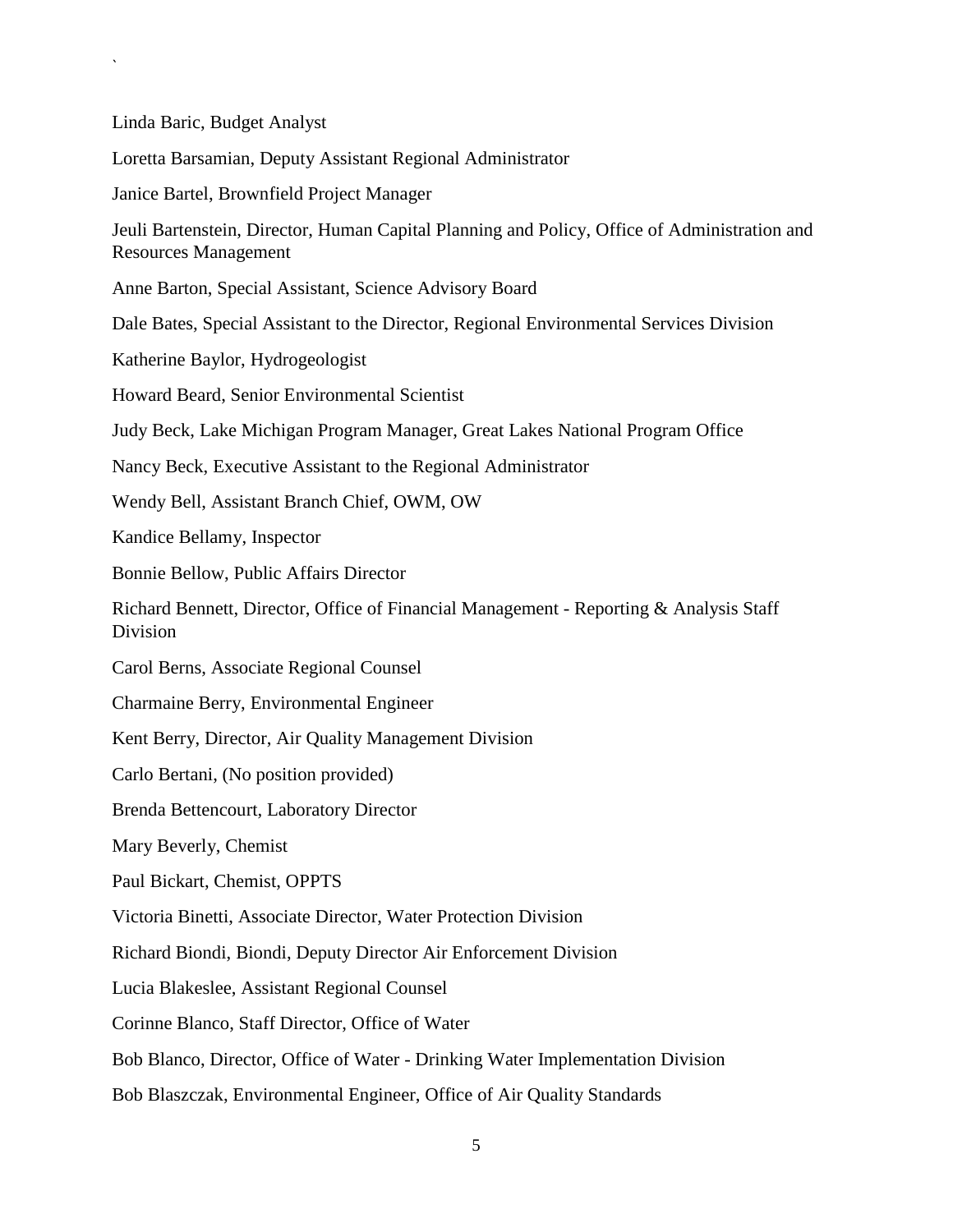Linda Baric, Budget Analyst

Loretta Barsamian, Deputy Assistant Regional Administrator

Janice Bartel, Brownfield Project Manager

Jeuli Bartenstein, Director, Human Capital Planning and Policy, Office of Administration and Resources Management

Anne Barton, Special Assistant, Science Advisory Board

Dale Bates, Special Assistant to the Director, Regional Environmental Services Division

Katherine Baylor, Hydrogeologist

Howard Beard, Senior Environmental Scientist

Judy Beck, Lake Michigan Program Manager, Great Lakes National Program Office

Nancy Beck, Executive Assistant to the Regional Administrator

Wendy Bell, Assistant Branch Chief, OWM, OW

Kandice Bellamy, Inspector

Bonnie Bellow, Public Affairs Director

Richard Bennett, Director, Office of Financial Management - Reporting & Analysis Staff Division

Carol Berns, Associate Regional Counsel

Charmaine Berry, Environmental Engineer

Kent Berry, Director, Air Quality Management Division

Carlo Bertani, (No position provided)

Brenda Bettencourt, Laboratory Director

Mary Beverly, Chemist

Paul Bickart, Chemist, OPPTS

Victoria Binetti, Associate Director, Water Protection Division

Richard Biondi, Biondi, Deputy Director Air Enforcement Division

Lucia Blakeslee, Assistant Regional Counsel

Corinne Blanco, Staff Director, Office of Water

Bob Blanco, Director, Office of Water - Drinking Water Implementation Division

Bob Blaszczak, Environmental Engineer, Office of Air Quality Standards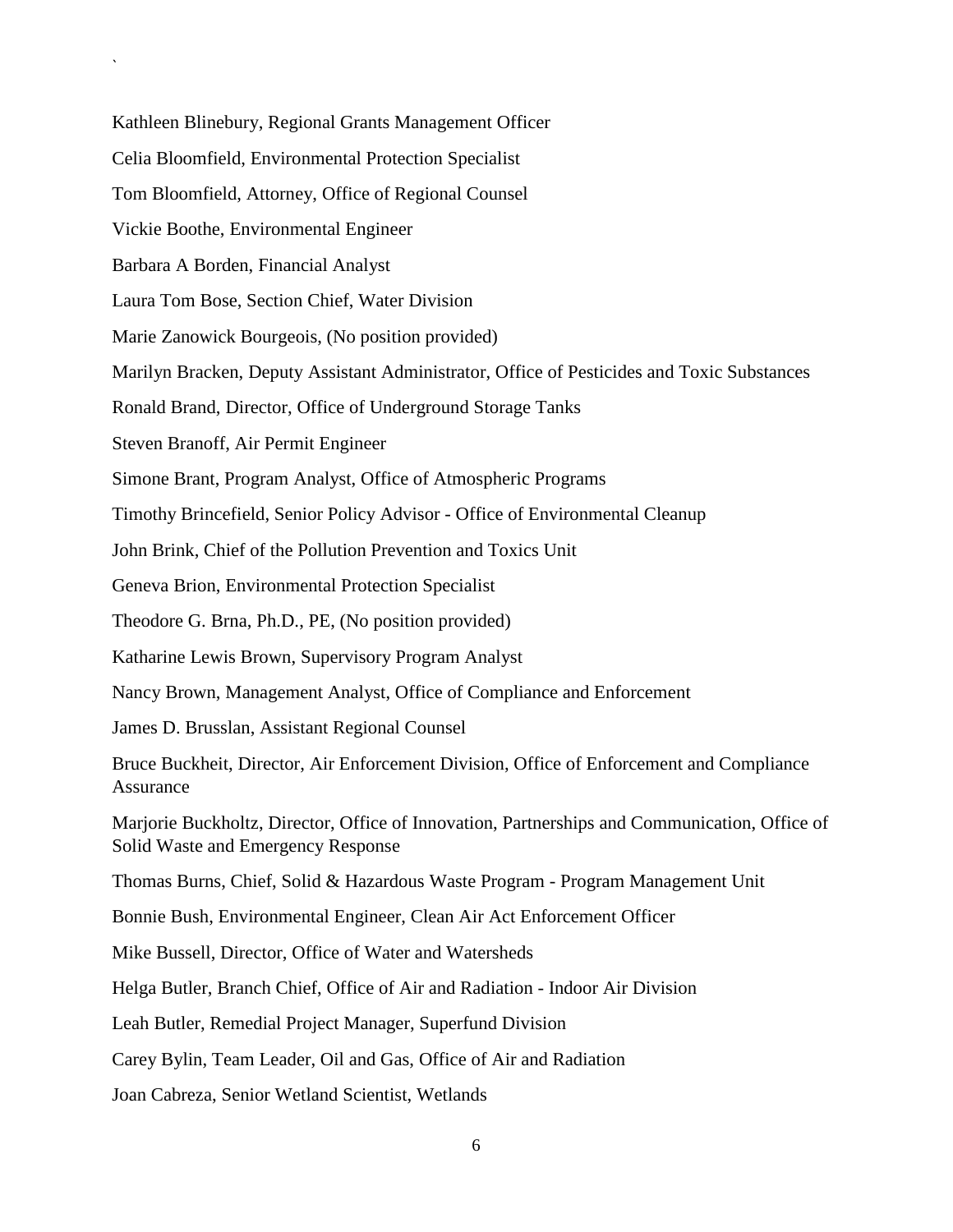Kathleen Blinebury, Regional Grants Management Officer

Celia Bloomfield, Environmental Protection Specialist

Tom Bloomfield, Attorney, Office of Regional Counsel

Vickie Boothe, Environmental Engineer

Barbara A Borden, Financial Analyst

Laura Tom Bose, Section Chief, Water Division

Marie Zanowick Bourgeois, (No position provided)

Marilyn Bracken, Deputy Assistant Administrator, Office of Pesticides and Toxic Substances

Ronald Brand, Director, Office of Underground Storage Tanks

Steven Branoff, Air Permit Engineer

Simone Brant, Program Analyst, Office of Atmospheric Programs

Timothy Brincefield, Senior Policy Advisor - Office of Environmental Cleanup

John Brink, Chief of the Pollution Prevention and Toxics Unit

Geneva Brion, Environmental Protection Specialist

Theodore G. Brna, Ph.D., PE, (No position provided)

Katharine Lewis Brown, Supervisory Program Analyst

Nancy Brown, Management Analyst, Office of Compliance and Enforcement

James D. Brusslan, Assistant Regional Counsel

Bruce Buckheit, Director, Air Enforcement Division, Office of Enforcement and Compliance Assurance

Marjorie Buckholtz, Director, Office of Innovation, Partnerships and Communication, Office of Solid Waste and Emergency Response

Thomas Burns, Chief, Solid & Hazardous Waste Program - Program Management Unit

Bonnie Bush, Environmental Engineer, Clean Air Act Enforcement Officer

Mike Bussell, Director, Office of Water and Watersheds

Helga Butler, Branch Chief, Office of Air and Radiation - Indoor Air Division

Leah Butler, Remedial Project Manager, Superfund Division

Carey Bylin, Team Leader, Oil and Gas, Office of Air and Radiation

Joan Cabreza, Senior Wetland Scientist, Wetlands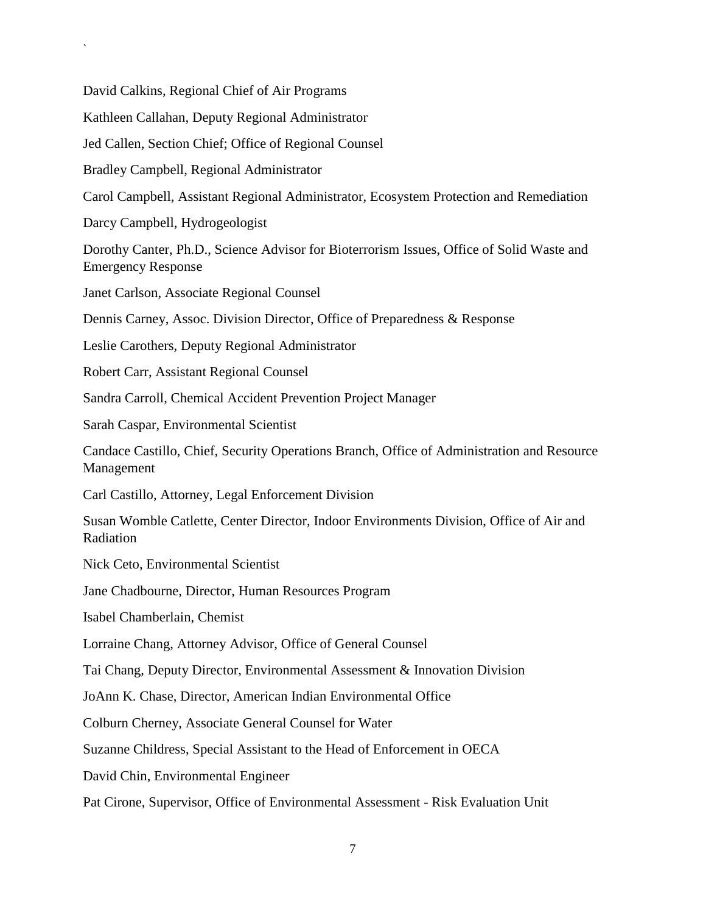David Calkins, Regional Chief of Air Programs

Kathleen Callahan, Deputy Regional Administrator

Jed Callen, Section Chief; Office of Regional Counsel

Bradley Campbell, Regional Administrator

Carol Campbell, Assistant Regional Administrator, Ecosystem Protection and Remediation

Darcy Campbell, Hydrogeologist

Dorothy Canter, Ph.D., Science Advisor for Bioterrorism Issues, Office of Solid Waste and Emergency Response

Janet Carlson, Associate Regional Counsel

Dennis Carney, Assoc. Division Director, Office of Preparedness & Response

Leslie Carothers, Deputy Regional Administrator

Robert Carr, Assistant Regional Counsel

Sandra Carroll, Chemical Accident Prevention Project Manager

Sarah Caspar, Environmental Scientist

Candace Castillo, Chief, Security Operations Branch, Office of Administration and Resource Management

Carl Castillo, Attorney, Legal Enforcement Division

Susan Womble Catlette, Center Director, Indoor Environments Division, Office of Air and Radiation

Nick Ceto, Environmental Scientist

Jane Chadbourne, Director, Human Resources Program

Isabel Chamberlain, Chemist

Lorraine Chang, Attorney Advisor, Office of General Counsel

Tai Chang, Deputy Director, Environmental Assessment & Innovation Division

JoAnn K. Chase, Director, American Indian Environmental Office

Colburn Cherney, Associate General Counsel for Water

Suzanne Childress, Special Assistant to the Head of Enforcement in OECA

David Chin, Environmental Engineer

Pat Cirone, Supervisor, Office of Environmental Assessment - Risk Evaluation Unit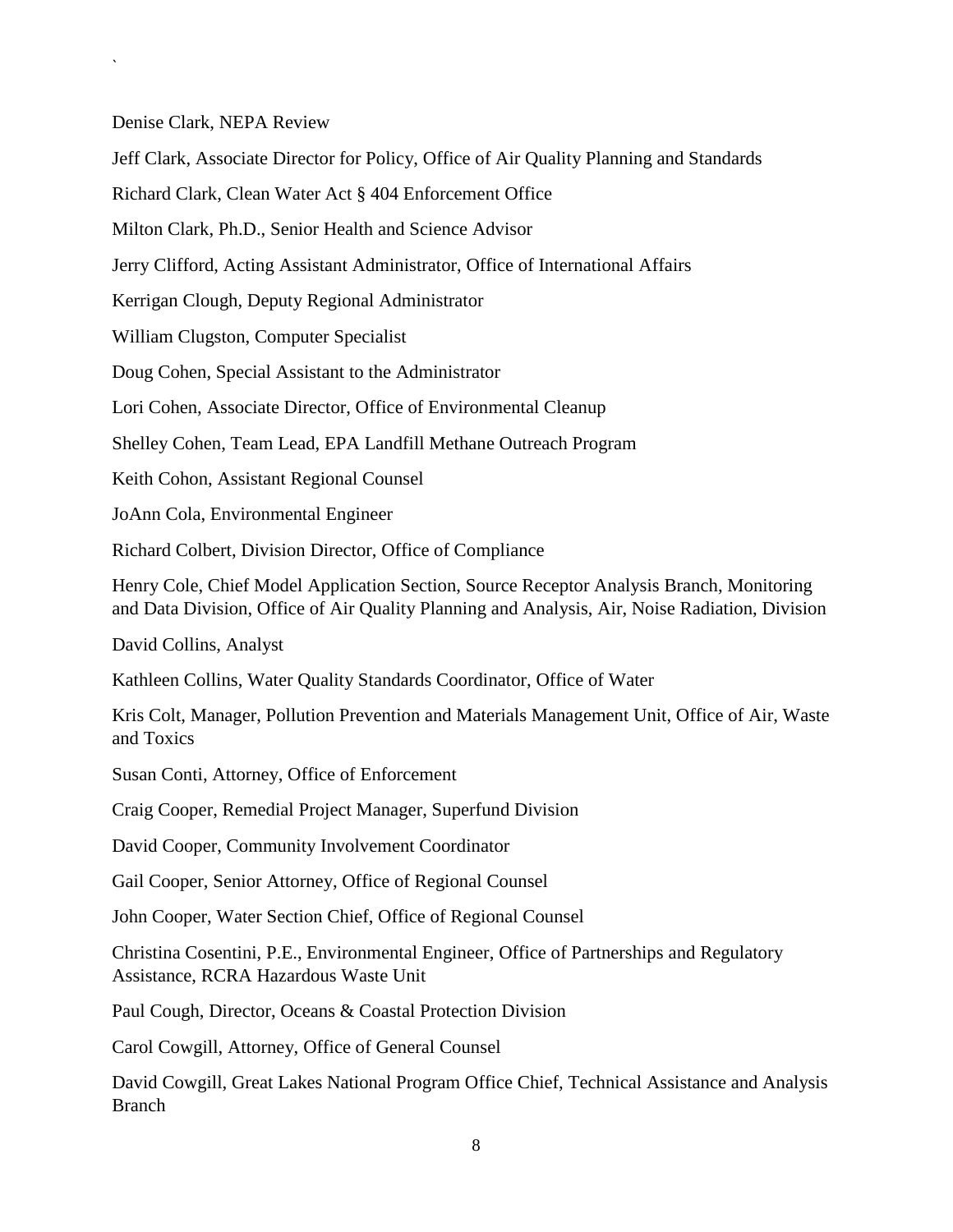`

Denise Clark, NEPA Review

Jeff Clark, Associate Director for Policy, Office of Air Quality Planning and Standards

Richard Clark, Clean Water Act § 404 Enforcement Office

Milton Clark, Ph.D., Senior Health and Science Advisor

Jerry Clifford, Acting Assistant Administrator, Office of International Affairs

Kerrigan Clough, Deputy Regional Administrator

William Clugston, Computer Specialist

Doug Cohen, Special Assistant to the Administrator

Lori Cohen, Associate Director, Office of Environmental Cleanup

Shelley Cohen, Team Lead, EPA Landfill Methane Outreach Program

Keith Cohon, Assistant Regional Counsel

JoAnn Cola, Environmental Engineer

Richard Colbert, Division Director, Office of Compliance

Henry Cole, Chief Model Application Section, Source Receptor Analysis Branch, Monitoring and Data Division, Office of Air Quality Planning and Analysis, Air, Noise Radiation, Division

David Collins, Analyst

Kathleen Collins, Water Quality Standards Coordinator, Office of Water

Kris Colt, Manager, Pollution Prevention and Materials Management Unit, Office of Air, Waste and Toxics

Susan Conti, Attorney, Office of Enforcement

Craig Cooper, Remedial Project Manager, Superfund Division

David Cooper, Community Involvement Coordinator

Gail Cooper, Senior Attorney, Office of Regional Counsel

John Cooper, Water Section Chief, Office of Regional Counsel

Christina Cosentini, P.E., Environmental Engineer, Office of Partnerships and Regulatory Assistance, RCRA Hazardous Waste Unit

Paul Cough, Director, Oceans & Coastal Protection Division

Carol Cowgill, Attorney, Office of General Counsel

David Cowgill, Great Lakes National Program Office Chief, Technical Assistance and Analysis Branch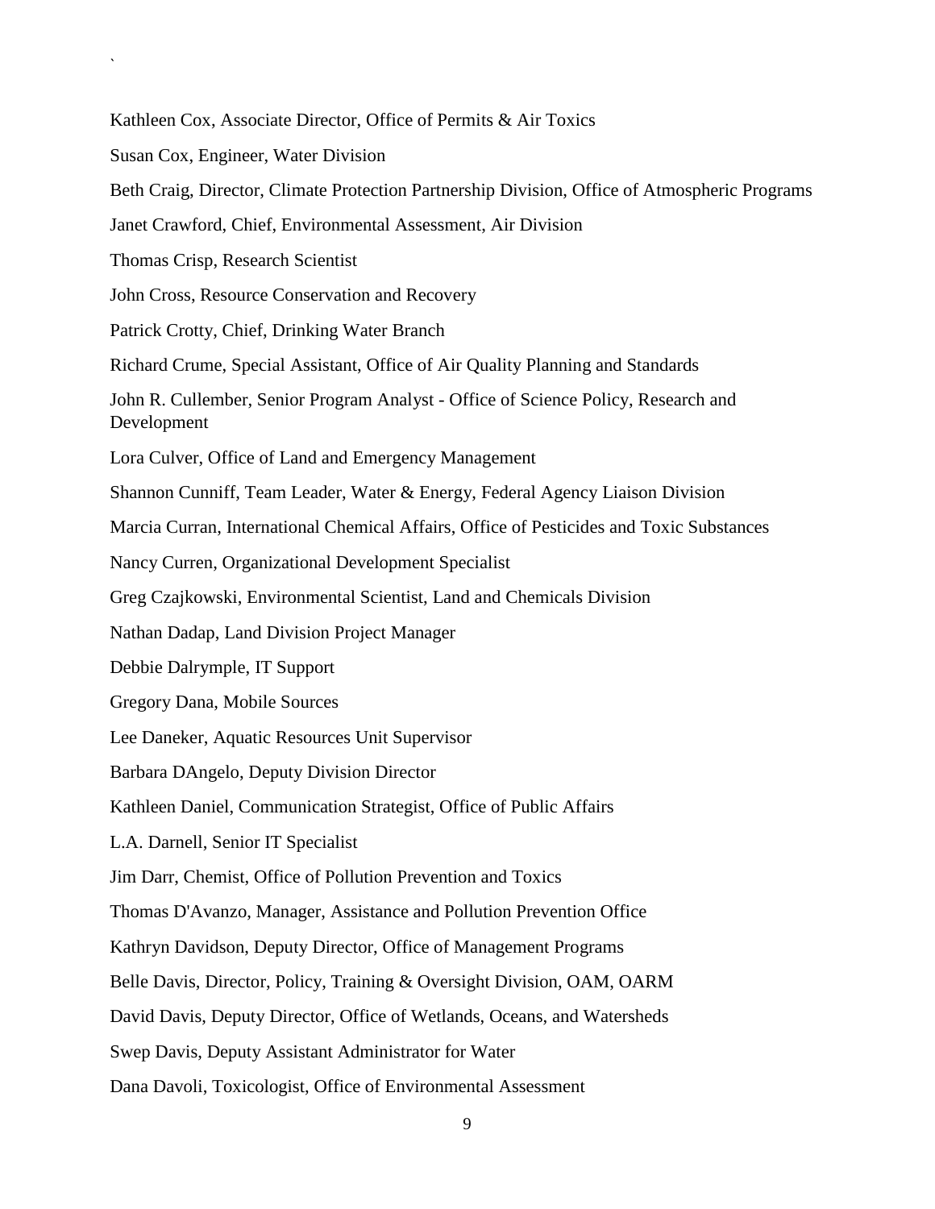`

Kathleen Cox, Associate Director, Office of Permits & Air Toxics

Susan Cox, Engineer, Water Division

Beth Craig, Director, Climate Protection Partnership Division, Office of Atmospheric Programs

Janet Crawford, Chief, Environmental Assessment, Air Division

Thomas Crisp, Research Scientist

John Cross, Resource Conservation and Recovery

Patrick Crotty, Chief, Drinking Water Branch

Richard Crume, Special Assistant, Office of Air Quality Planning and Standards

John R. Cullember, Senior Program Analyst - Office of Science Policy, Research and Development

Lora Culver, Office of Land and Emergency Management

Shannon Cunniff, Team Leader, Water & Energy, Federal Agency Liaison Division

Marcia Curran, International Chemical Affairs, Office of Pesticides and Toxic Substances

Nancy Curren, Organizational Development Specialist

Greg Czajkowski, Environmental Scientist, Land and Chemicals Division

Nathan Dadap, Land Division Project Manager

Debbie Dalrymple, IT Support

Gregory Dana, Mobile Sources

Lee Daneker, Aquatic Resources Unit Supervisor

Barbara DAngelo, Deputy Division Director

Kathleen Daniel, Communication Strategist, Office of Public Affairs

L.A. Darnell, Senior IT Specialist

Jim Darr, Chemist, Office of Pollution Prevention and Toxics

Thomas D'Avanzo, Manager, Assistance and Pollution Prevention Office

Kathryn Davidson, Deputy Director, Office of Management Programs

Belle Davis, Director, Policy, Training & Oversight Division, OAM, OARM

David Davis, Deputy Director, Office of Wetlands, Oceans, and Watersheds

Swep Davis, Deputy Assistant Administrator for Water

Dana Davoli, Toxicologist, Office of Environmental Assessment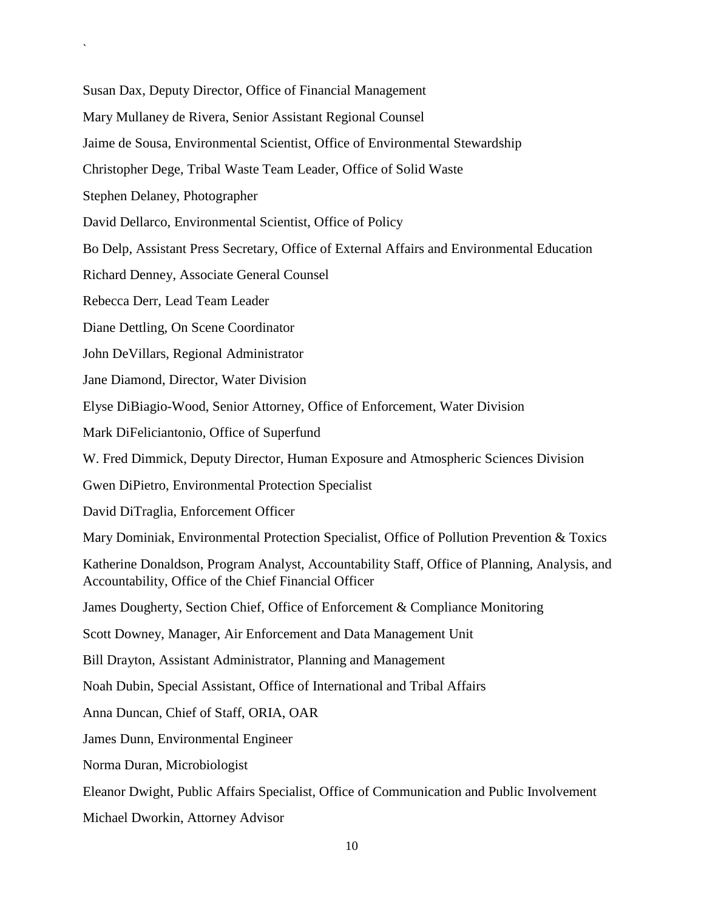Susan Dax, Deputy Director, Office of Financial Management

Mary Mullaney de Rivera, Senior Assistant Regional Counsel

Jaime de Sousa, Environmental Scientist, Office of Environmental Stewardship

Christopher Dege, Tribal Waste Team Leader, Office of Solid Waste

Stephen Delaney, Photographer

David Dellarco, Environmental Scientist, Office of Policy

Bo Delp, Assistant Press Secretary, Office of External Affairs and Environmental Education

Richard Denney, Associate General Counsel

Rebecca Derr, Lead Team Leader

Diane Dettling, On Scene Coordinator

John DeVillars, Regional Administrator

Jane Diamond, Director, Water Division

Elyse DiBiagio-Wood, Senior Attorney, Office of Enforcement, Water Division

Mark DiFeliciantonio, Office of Superfund

W. Fred Dimmick, Deputy Director, Human Exposure and Atmospheric Sciences Division

Gwen DiPietro, Environmental Protection Specialist

David DiTraglia, Enforcement Officer

Mary Dominiak, Environmental Protection Specialist, Office of Pollution Prevention & Toxics

Katherine Donaldson, Program Analyst, Accountability Staff, Office of Planning, Analysis, and Accountability, Office of the Chief Financial Officer

James Dougherty, Section Chief, Office of Enforcement & Compliance Monitoring

Scott Downey, Manager, Air Enforcement and Data Management Unit

Bill Drayton, Assistant Administrator, Planning and Management

Noah Dubin, Special Assistant, Office of International and Tribal Affairs

Anna Duncan, Chief of Staff, ORIA, OAR

James Dunn, Environmental Engineer

Norma Duran, Microbiologist

Eleanor Dwight, Public Affairs Specialist, Office of Communication and Public Involvement

Michael Dworkin, Attorney Advisor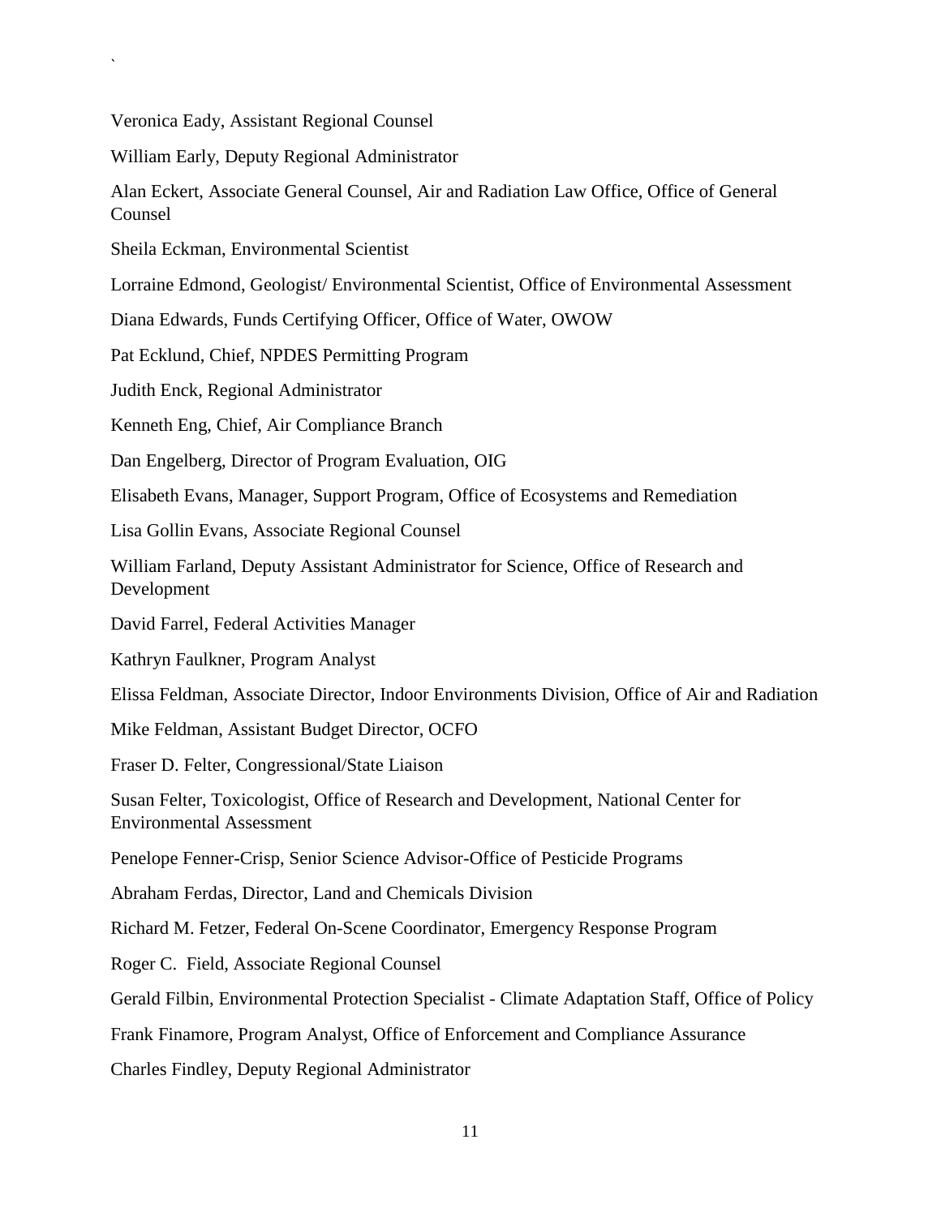Veronica Eady, Assistant Regional Counsel

William Early, Deputy Regional Administrator

Alan Eckert, Associate General Counsel, Air and Radiation Law Office, Office of General Counsel

Sheila Eckman, Environmental Scientist

Lorraine Edmond, Geologist/ Environmental Scientist, Office of Environmental Assessment

Diana Edwards, Funds Certifying Officer, Office of Water, OWOW

Pat Ecklund, Chief, NPDES Permitting Program

Judith Enck, Regional Administrator

Kenneth Eng, Chief, Air Compliance Branch

Dan Engelberg, Director of Program Evaluation, OIG

Elisabeth Evans, Manager, Support Program, Office of Ecosystems and Remediation

Lisa Gollin Evans, Associate Regional Counsel

William Farland, Deputy Assistant Administrator for Science, Office of Research and Development

David Farrel, Federal Activities Manager

Kathryn Faulkner, Program Analyst

Elissa Feldman, Associate Director, Indoor Environments Division, Office of Air and Radiation

Mike Feldman, Assistant Budget Director, OCFO

Fraser D. Felter, Congressional/State Liaison

Susan Felter, Toxicologist, Office of Research and Development, National Center for Environmental Assessment

Penelope Fenner-Crisp, Senior Science Advisor-Office of Pesticide Programs

Abraham Ferdas, Director, Land and Chemicals Division

Richard M. Fetzer, Federal On-Scene Coordinator, Emergency Response Program

Roger C. Field, Associate Regional Counsel

Gerald Filbin, Environmental Protection Specialist - Climate Adaptation Staff, Office of Policy

Frank Finamore, Program Analyst, Office of Enforcement and Compliance Assurance

Charles Findley, Deputy Regional Administrator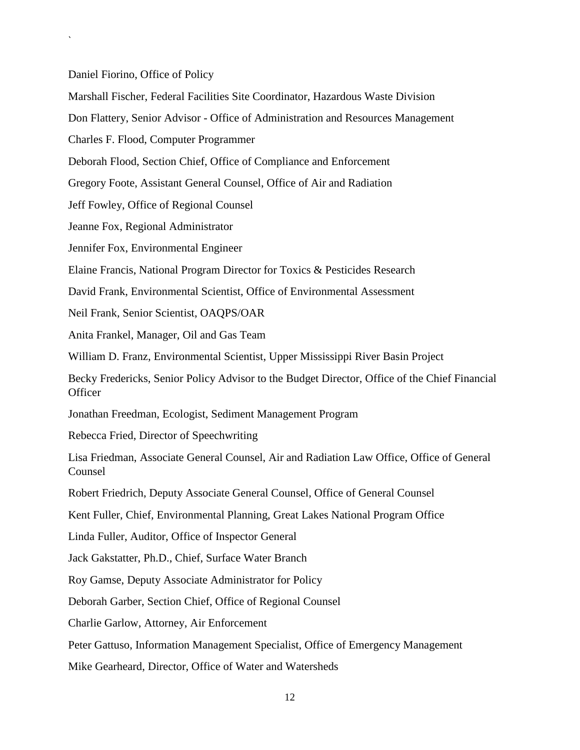Daniel Fiorino, Office of Policy

Marshall Fischer, Federal Facilities Site Coordinator, Hazardous Waste Division

Don Flattery, Senior Advisor - Office of Administration and Resources Management

Charles F. Flood, Computer Programmer

Deborah Flood, Section Chief, Office of Compliance and Enforcement

Gregory Foote, Assistant General Counsel, Office of Air and Radiation

Jeff Fowley, Office of Regional Counsel

Jeanne Fox, Regional Administrator

Jennifer Fox, Environmental Engineer

Elaine Francis, National Program Director for Toxics & Pesticides Research

David Frank, Environmental Scientist, Office of Environmental Assessment

Neil Frank, Senior Scientist, OAQPS/OAR

Anita Frankel, Manager, Oil and Gas Team

William D. Franz, Environmental Scientist, Upper Mississippi River Basin Project

Becky Fredericks, Senior Policy Advisor to the Budget Director, Office of the Chief Financial Officer

Jonathan Freedman, Ecologist, Sediment Management Program

Rebecca Fried, Director of Speechwriting

Lisa Friedman, Associate General Counsel, Air and Radiation Law Office, Office of General Counsel

Robert Friedrich, Deputy Associate General Counsel, Office of General Counsel

Kent Fuller, Chief, Environmental Planning, Great Lakes National Program Office

Linda Fuller, Auditor, Office of Inspector General

Jack Gakstatter, Ph.D., Chief, Surface Water Branch

Roy Gamse, Deputy Associate Administrator for Policy

Deborah Garber, Section Chief, Office of Regional Counsel

Charlie Garlow, Attorney, Air Enforcement

Peter Gattuso, Information Management Specialist, Office of Emergency Management

Mike Gearheard, Director, Office of Water and Watersheds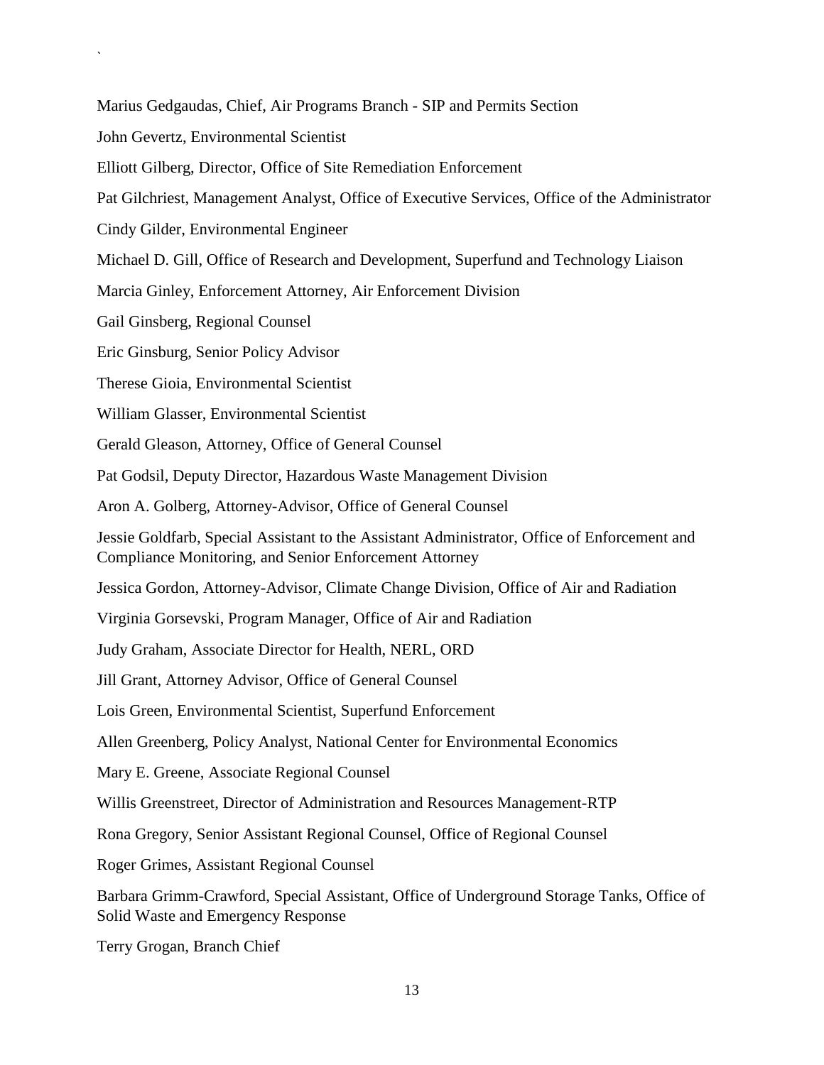Marius Gedgaudas, Chief, Air Programs Branch - SIP and Permits Section

John Gevertz, Environmental Scientist

Elliott Gilberg, Director, Office of Site Remediation Enforcement

Pat Gilchriest, Management Analyst, Office of Executive Services, Office of the Administrator

Cindy Gilder, Environmental Engineer

Michael D. Gill, Office of Research and Development, Superfund and Technology Liaison

Marcia Ginley, Enforcement Attorney, Air Enforcement Division

Gail Ginsberg, Regional Counsel

Eric Ginsburg, Senior Policy Advisor

Therese Gioia, Environmental Scientist

William Glasser, Environmental Scientist

Gerald Gleason, Attorney, Office of General Counsel

Pat Godsil, Deputy Director, Hazardous Waste Management Division

Aron A. Golberg, Attorney-Advisor, Office of General Counsel

Jessie Goldfarb, Special Assistant to the Assistant Administrator, Office of Enforcement and Compliance Monitoring, and Senior Enforcement Attorney

Jessica Gordon, Attorney-Advisor, Climate Change Division, Office of Air and Radiation

Virginia Gorsevski, Program Manager, Office of Air and Radiation

Judy Graham, Associate Director for Health, NERL, ORD

Jill Grant, Attorney Advisor, Office of General Counsel

Lois Green, Environmental Scientist, Superfund Enforcement

Allen Greenberg, Policy Analyst, National Center for Environmental Economics

Mary E. Greene, Associate Regional Counsel

Willis Greenstreet, Director of Administration and Resources Management-RTP

Rona Gregory, Senior Assistant Regional Counsel, Office of Regional Counsel

Roger Grimes, Assistant Regional Counsel

Barbara Grimm-Crawford, Special Assistant, Office of Underground Storage Tanks, Office of Solid Waste and Emergency Response

Terry Grogan, Branch Chief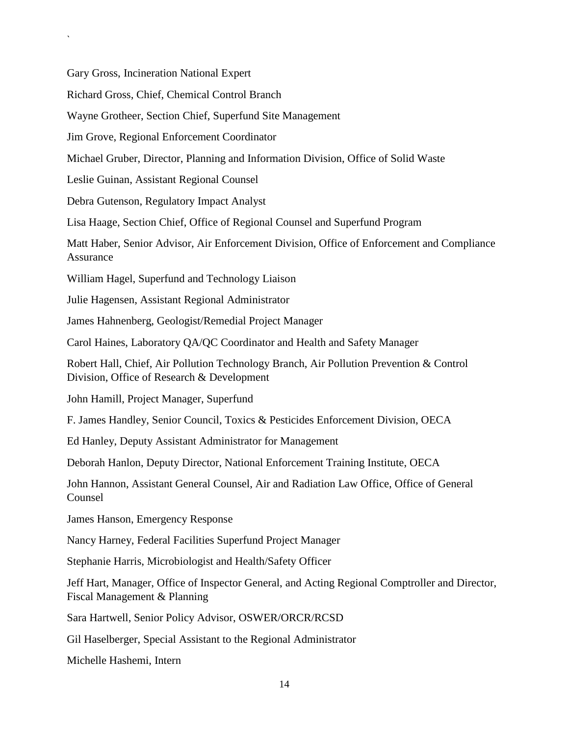Gary Gross, Incineration National Expert

Richard Gross, Chief, Chemical Control Branch

Wayne Grotheer, Section Chief, Superfund Site Management

Jim Grove, Regional Enforcement Coordinator

Michael Gruber, Director, Planning and Information Division, Office of Solid Waste

Leslie Guinan, Assistant Regional Counsel

Debra Gutenson, Regulatory Impact Analyst

Lisa Haage, Section Chief, Office of Regional Counsel and Superfund Program

Matt Haber, Senior Advisor, Air Enforcement Division, Office of Enforcement and Compliance Assurance

William Hagel, Superfund and Technology Liaison

Julie Hagensen, Assistant Regional Administrator

James Hahnenberg, Geologist/Remedial Project Manager

Carol Haines, Laboratory QA/QC Coordinator and Health and Safety Manager

Robert Hall, Chief, Air Pollution Technology Branch, Air Pollution Prevention & Control Division, Office of Research & Development

John Hamill, Project Manager, Superfund

F. James Handley, Senior Council, Toxics & Pesticides Enforcement Division, OECA

Ed Hanley, Deputy Assistant Administrator for Management

Deborah Hanlon, Deputy Director, National Enforcement Training Institute, OECA

John Hannon, Assistant General Counsel, Air and Radiation Law Office, Office of General Counsel

James Hanson, Emergency Response

Nancy Harney, Federal Facilities Superfund Project Manager

Stephanie Harris, Microbiologist and Health/Safety Officer

Jeff Hart, Manager, Office of Inspector General, and Acting Regional Comptroller and Director, Fiscal Management & Planning

Sara Hartwell, Senior Policy Advisor, OSWER/ORCR/RCSD

Gil Haselberger, Special Assistant to the Regional Administrator

Michelle Hashemi, Intern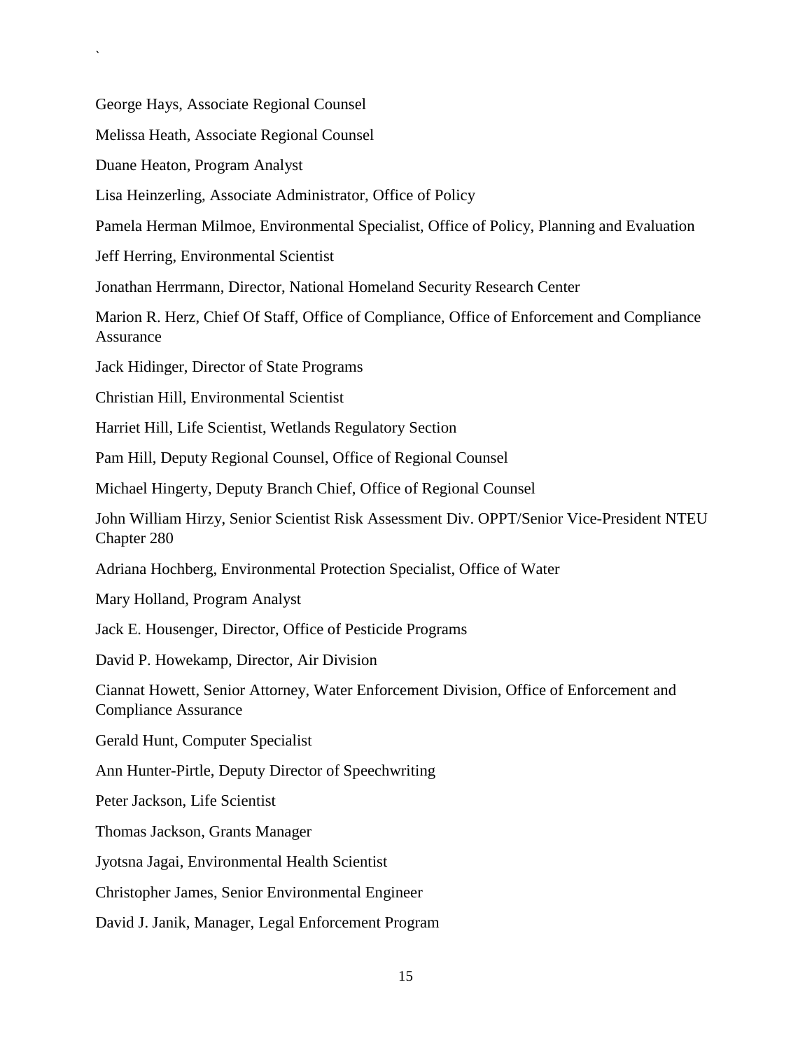George Hays, Associate Regional Counsel

Melissa Heath, Associate Regional Counsel

Duane Heaton, Program Analyst

Lisa Heinzerling, Associate Administrator, Office of Policy

Pamela Herman Milmoe, Environmental Specialist, Office of Policy, Planning and Evaluation

Jeff Herring, Environmental Scientist

Jonathan Herrmann, Director, National Homeland Security Research Center

Marion R. Herz, Chief Of Staff, Office of Compliance, Office of Enforcement and Compliance Assurance

Jack Hidinger, Director of State Programs

Christian Hill, Environmental Scientist

Harriet Hill, Life Scientist, Wetlands Regulatory Section

Pam Hill, Deputy Regional Counsel, Office of Regional Counsel

Michael Hingerty, Deputy Branch Chief, Office of Regional Counsel

John William Hirzy, Senior Scientist Risk Assessment Div. OPPT/Senior Vice-President NTEU Chapter 280

Adriana Hochberg, Environmental Protection Specialist, Office of Water

Mary Holland, Program Analyst

Jack E. Housenger, Director, Office of Pesticide Programs

David P. Howekamp, Director, Air Division

Ciannat Howett, Senior Attorney, Water Enforcement Division, Office of Enforcement and Compliance Assurance

Gerald Hunt, Computer Specialist

Ann Hunter-Pirtle, Deputy Director of Speechwriting

Peter Jackson, Life Scientist

Thomas Jackson, Grants Manager

Jyotsna Jagai, Environmental Health Scientist

Christopher James, Senior Environmental Engineer

David J. Janik, Manager, Legal Enforcement Program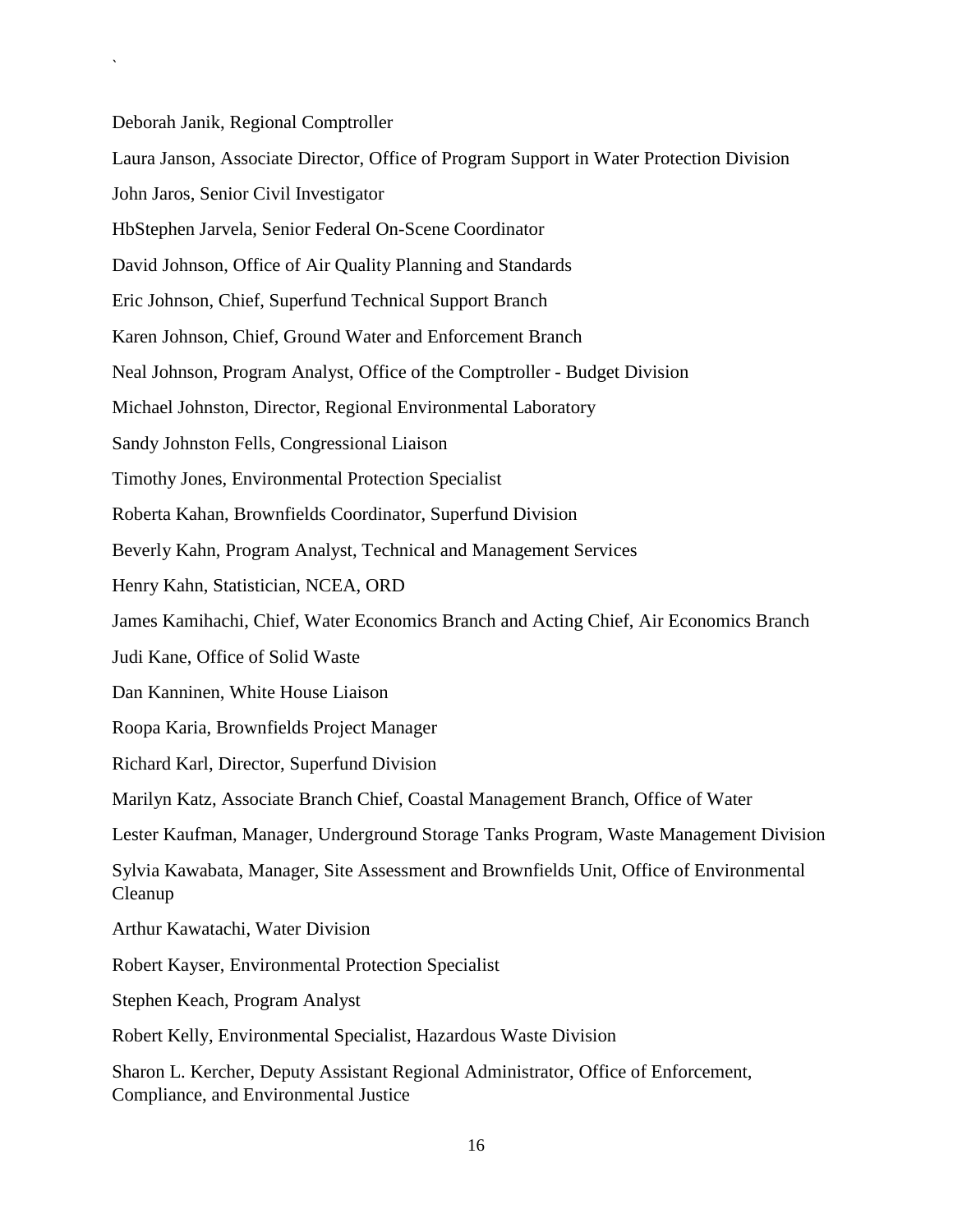`

Deborah Janik, Regional Comptroller

Laura Janson, Associate Director, Office of Program Support in Water Protection Division

John Jaros, Senior Civil Investigator

HbStephen Jarvela, Senior Federal On-Scene Coordinator

David Johnson, Office of Air Quality Planning and Standards

Eric Johnson, Chief, Superfund Technical Support Branch

Karen Johnson, Chief, Ground Water and Enforcement Branch

Neal Johnson, Program Analyst, Office of the Comptroller - Budget Division

Michael Johnston, Director, Regional Environmental Laboratory

Sandy Johnston Fells, Congressional Liaison

Timothy Jones, Environmental Protection Specialist

Roberta Kahan, Brownfields Coordinator, Superfund Division

Beverly Kahn, Program Analyst, Technical and Management Services

Henry Kahn, Statistician, NCEA, ORD

James Kamihachi, Chief, Water Economics Branch and Acting Chief, Air Economics Branch

Judi Kane, Office of Solid Waste

Dan Kanninen, White House Liaison

Roopa Karia, Brownfields Project Manager

Richard Karl, Director, Superfund Division

Marilyn Katz, Associate Branch Chief, Coastal Management Branch, Office of Water

Lester Kaufman, Manager, Underground Storage Tanks Program, Waste Management Division

Sylvia Kawabata, Manager, Site Assessment and Brownfields Unit, Office of Environmental Cleanup

Arthur Kawatachi, Water Division

Robert Kayser, Environmental Protection Specialist

Stephen Keach, Program Analyst

Robert Kelly, Environmental Specialist, Hazardous Waste Division

Sharon L. Kercher, Deputy Assistant Regional Administrator, Office of Enforcement, Compliance, and Environmental Justice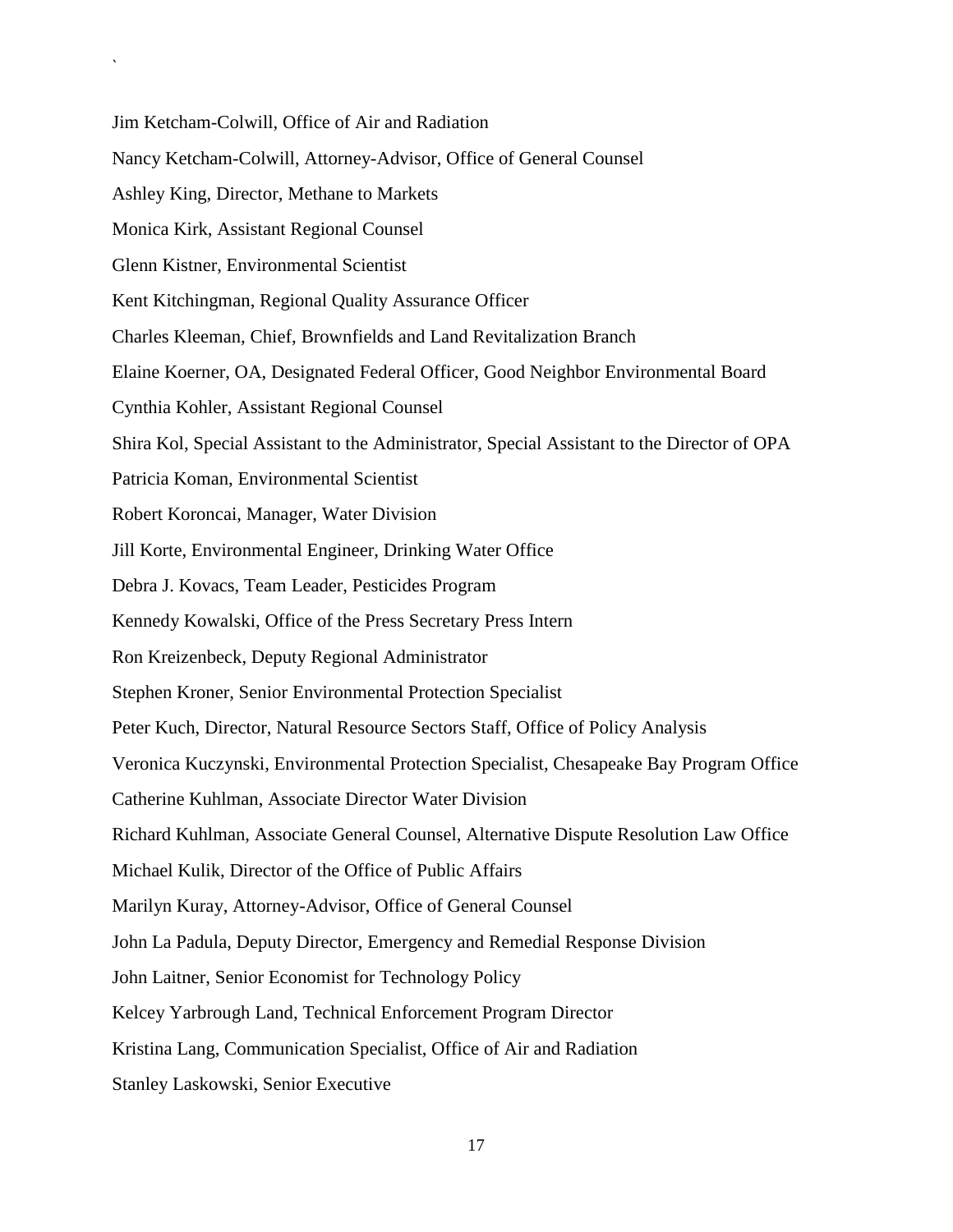`

Jim Ketcham-Colwill, Office of Air and Radiation

Nancy Ketcham-Colwill, Attorney-Advisor, Office of General Counsel

Ashley King, Director, Methane to Markets

Monica Kirk, Assistant Regional Counsel

Glenn Kistner, Environmental Scientist

Kent Kitchingman, Regional Quality Assurance Officer

Charles Kleeman, Chief, Brownfields and Land Revitalization Branch

Elaine Koerner, OA, Designated Federal Officer, Good Neighbor Environmental Board

Cynthia Kohler, Assistant Regional Counsel

Shira Kol, Special Assistant to the Administrator, Special Assistant to the Director of OPA

Patricia Koman, Environmental Scientist

Robert Koroncai, Manager, Water Division

Jill Korte, Environmental Engineer, Drinking Water Office

Debra J. Kovacs, Team Leader, Pesticides Program

Kennedy Kowalski, Office of the Press Secretary Press Intern

Ron Kreizenbeck, Deputy Regional Administrator

Stephen Kroner, Senior Environmental Protection Specialist

Peter Kuch, Director, Natural Resource Sectors Staff, Office of Policy Analysis

Veronica Kuczynski, Environmental Protection Specialist, Chesapeake Bay Program Office

Catherine Kuhlman, Associate Director Water Division

Richard Kuhlman, Associate General Counsel, Alternative Dispute Resolution Law Office

Michael Kulik, Director of the Office of Public Affairs

Marilyn Kuray, Attorney-Advisor, Office of General Counsel

John La Padula, Deputy Director, Emergency and Remedial Response Division

John Laitner, Senior Economist for Technology Policy

Kelcey Yarbrough Land, Technical Enforcement Program Director

Kristina Lang, Communication Specialist, Office of Air and Radiation

Stanley Laskowski, Senior Executive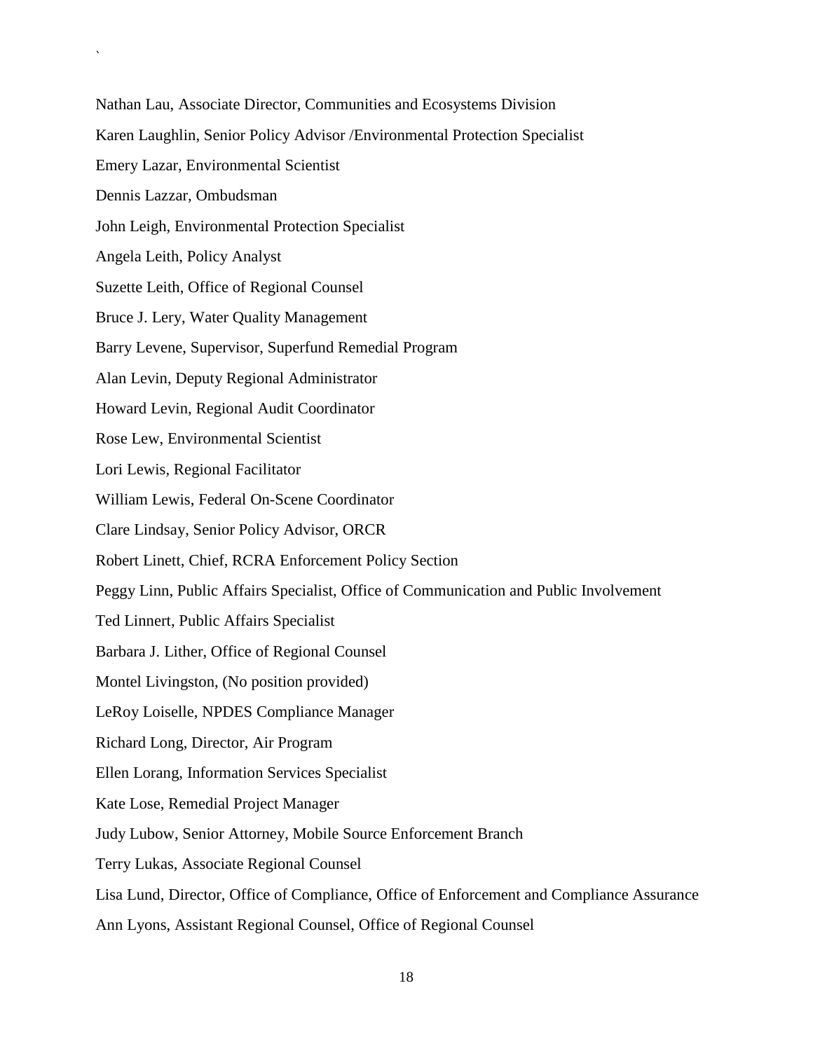Nathan Lau, Associate Director, Communities and Ecosystems Division

Karen Laughlin, Senior Policy Advisor /Environmental Protection Specialist

Emery Lazar, Environmental Scientist

Dennis Lazzar, Ombudsman

John Leigh, Environmental Protection Specialist

Angela Leith, Policy Analyst

Suzette Leith, Office of Regional Counsel

Bruce J. Lery, Water Quality Management

Barry Levene, Supervisor, Superfund Remedial Program

Alan Levin, Deputy Regional Administrator

Howard Levin, Regional Audit Coordinator

Rose Lew, Environmental Scientist

Lori Lewis, Regional Facilitator

William Lewis, Federal On-Scene Coordinator

Clare Lindsay, Senior Policy Advisor, ORCR

Robert Linett, Chief, RCRA Enforcement Policy Section

Peggy Linn, Public Affairs Specialist, Office of Communication and Public Involvement

Ted Linnert, Public Affairs Specialist

Barbara J. Lither, Office of Regional Counsel

Montel Livingston, (No position provided)

LeRoy Loiselle, NPDES Compliance Manager

Richard Long, Director, Air Program

Ellen Lorang, Information Services Specialist

Kate Lose, Remedial Project Manager

Judy Lubow, Senior Attorney, Mobile Source Enforcement Branch

Terry Lukas, Associate Regional Counsel

Lisa Lund, Director, Office of Compliance, Office of Enforcement and Compliance Assurance

Ann Lyons, Assistant Regional Counsel, Office of Regional Counsel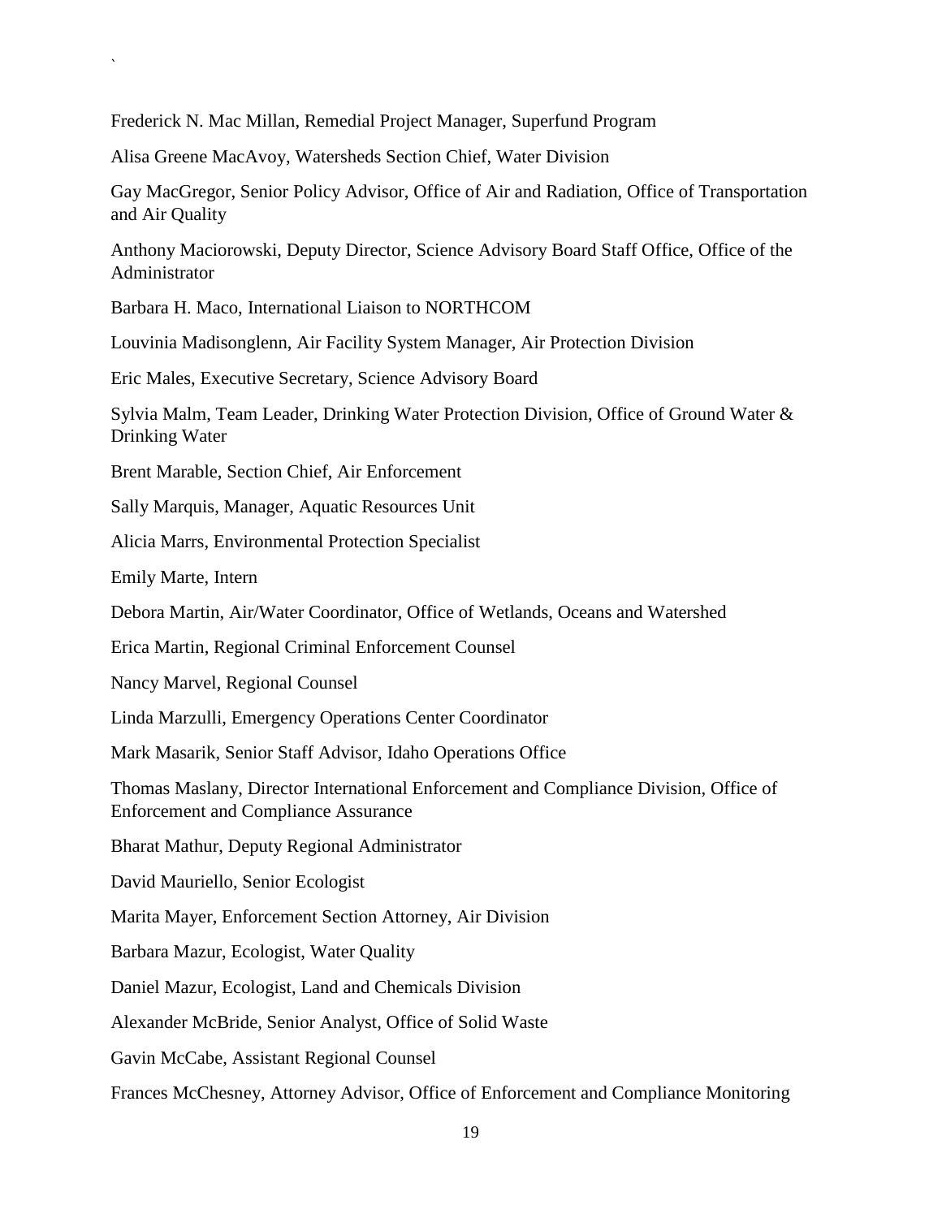`

Frederick N. Mac Millan, Remedial Project Manager, Superfund Program

Alisa Greene MacAvoy, Watersheds Section Chief, Water Division

Gay MacGregor, Senior Policy Advisor, Office of Air and Radiation, Office of Transportation and Air Quality

Anthony Maciorowski, Deputy Director, Science Advisory Board Staff Office, Office of the Administrator

Barbara H. Maco, International Liaison to NORTHCOM

Louvinia Madisonglenn, Air Facility System Manager, Air Protection Division

Eric Males, Executive Secretary, Science Advisory Board

Sylvia Malm, Team Leader, Drinking Water Protection Division, Office of Ground Water & Drinking Water

Brent Marable, Section Chief, Air Enforcement

Sally Marquis, Manager, Aquatic Resources Unit

Alicia Marrs, Environmental Protection Specialist

Emily Marte, Intern

Debora Martin, Air/Water Coordinator, Office of Wetlands, Oceans and Watershed

Erica Martin, Regional Criminal Enforcement Counsel

Nancy Marvel, Regional Counsel

Linda Marzulli, Emergency Operations Center Coordinator

Mark Masarik, Senior Staff Advisor, Idaho Operations Office

Thomas Maslany, Director International Enforcement and Compliance Division, Office of Enforcement and Compliance Assurance

Bharat Mathur, Deputy Regional Administrator

David Mauriello, Senior Ecologist

Marita Mayer, Enforcement Section Attorney, Air Division

Barbara Mazur, Ecologist, Water Quality

Daniel Mazur, Ecologist, Land and Chemicals Division

Alexander McBride, Senior Analyst, Office of Solid Waste

Gavin McCabe, Assistant Regional Counsel

Frances McChesney, Attorney Advisor, Office of Enforcement and Compliance Monitoring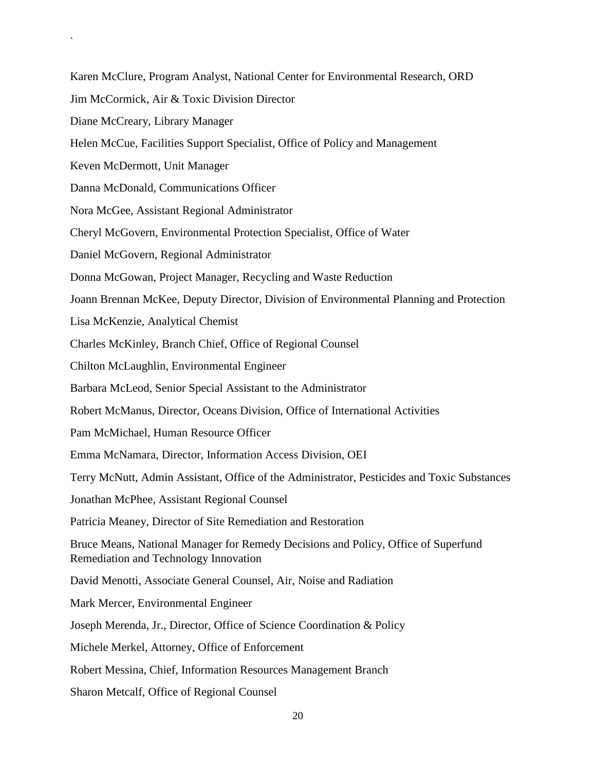Karen McClure, Program Analyst, National Center for Environmental Research, ORD

Jim McCormick, Air & Toxic Division Director

Diane McCreary, Library Manager

Helen McCue, Facilities Support Specialist, Office of Policy and Management

Keven McDermott, Unit Manager

Danna McDonald, Communications Officer

Nora McGee, Assistant Regional Administrator

Cheryl McGovern, Environmental Protection Specialist, Office of Water

Daniel McGovern, Regional Administrator

Donna McGowan, Project Manager, Recycling and Waste Reduction

Joann Brennan McKee, Deputy Director, Division of Environmental Planning and Protection

Lisa McKenzie, Analytical Chemist

Charles McKinley, Branch Chief, Office of Regional Counsel

Chilton McLaughlin, Environmental Engineer

Barbara McLeod, Senior Special Assistant to the Administrator

Robert McManus, Director, Oceans Division, Office of International Activities

Pam McMichael, Human Resource Officer

Emma McNamara, Director, Information Access Division, OEI

Terry McNutt, Admin Assistant, Office of the Administrator, Pesticides and Toxic Substances

Jonathan McPhee, Assistant Regional Counsel

Patricia Meaney, Director of Site Remediation and Restoration

Bruce Means, National Manager for Remedy Decisions and Policy, Office of Superfund Remediation and Technology Innovation

David Menotti, Associate General Counsel, Air, Noise and Radiation

Mark Mercer, Environmental Engineer

Joseph Merenda, Jr., Director, Office of Science Coordination & Policy

Michele Merkel, Attorney, Office of Enforcement

Robert Messina, Chief, Information Resources Management Branch

Sharon Metcalf, Office of Regional Counsel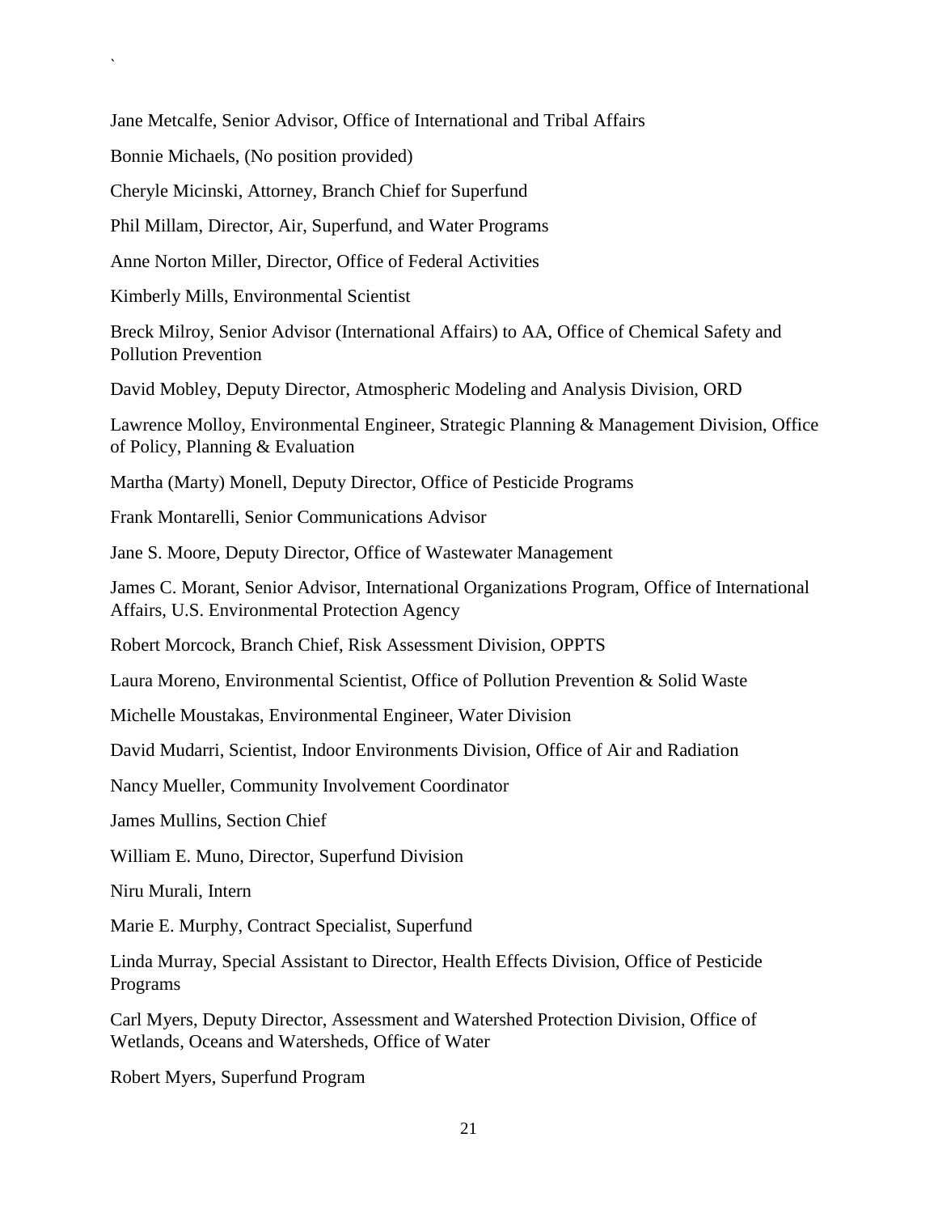Jane Metcalfe, Senior Advisor, Office of International and Tribal Affairs

Bonnie Michaels, (No position provided)

Cheryle Micinski, Attorney, Branch Chief for Superfund

Phil Millam, Director, Air, Superfund, and Water Programs

Anne Norton Miller, Director, Office of Federal Activities

Kimberly Mills, Environmental Scientist

Breck Milroy, Senior Advisor (International Affairs) to AA, Office of Chemical Safety and Pollution Prevention

David Mobley, Deputy Director, Atmospheric Modeling and Analysis Division, ORD

Lawrence Molloy, Environmental Engineer, Strategic Planning & Management Division, Office of Policy, Planning & Evaluation

Martha (Marty) Monell, Deputy Director, Office of Pesticide Programs

Frank Montarelli, Senior Communications Advisor

Jane S. Moore, Deputy Director, Office of Wastewater Management

James C. Morant, Senior Advisor, International Organizations Program, Office of International Affairs, U.S. Environmental Protection Agency

Robert Morcock, Branch Chief, Risk Assessment Division, OPPTS

Laura Moreno, Environmental Scientist, Office of Pollution Prevention & Solid Waste

Michelle Moustakas, Environmental Engineer, Water Division

David Mudarri, Scientist, Indoor Environments Division, Office of Air and Radiation

Nancy Mueller, Community Involvement Coordinator

James Mullins, Section Chief

William E. Muno, Director, Superfund Division

Niru Murali, Intern

Marie E. Murphy, Contract Specialist, Superfund

Linda Murray, Special Assistant to Director, Health Effects Division, Office of Pesticide Programs

Carl Myers, Deputy Director, Assessment and Watershed Protection Division, Office of Wetlands, Oceans and Watersheds, Office of Water

Robert Myers, Superfund Program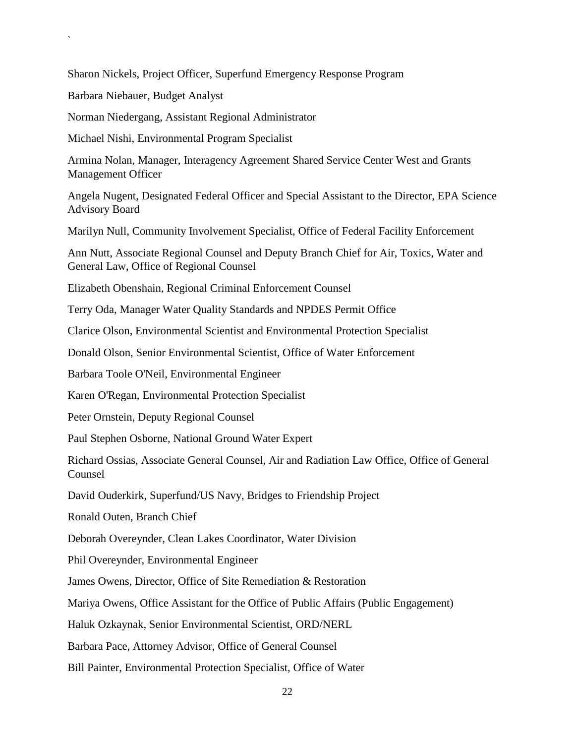Sharon Nickels, Project Officer, Superfund Emergency Response Program

Barbara Niebauer, Budget Analyst

Norman Niedergang, Assistant Regional Administrator

Michael Nishi, Environmental Program Specialist

Armina Nolan, Manager, Interagency Agreement Shared Service Center West and Grants Management Officer

Angela Nugent, Designated Federal Officer and Special Assistant to the Director, EPA Science Advisory Board

Marilyn Null, Community Involvement Specialist, Office of Federal Facility Enforcement

Ann Nutt, Associate Regional Counsel and Deputy Branch Chief for Air, Toxics, Water and General Law, Office of Regional Counsel

Elizabeth Obenshain, Regional Criminal Enforcement Counsel

Terry Oda, Manager Water Quality Standards and NPDES Permit Office

Clarice Olson, Environmental Scientist and Environmental Protection Specialist

Donald Olson, Senior Environmental Scientist, Office of Water Enforcement

Barbara Toole O'Neil, Environmental Engineer

Karen O'Regan, Environmental Protection Specialist

Peter Ornstein, Deputy Regional Counsel

Paul Stephen Osborne, National Ground Water Expert

Richard Ossias, Associate General Counsel, Air and Radiation Law Office, Office of General Counsel

David Ouderkirk, Superfund/US Navy, Bridges to Friendship Project

Ronald Outen, Branch Chief

Deborah Overeynder, Clean Lakes Coordinator, Water Division

Phil Overeynder, Environmental Engineer

James Owens, Director, Office of Site Remediation & Restoration

Mariya Owens, Office Assistant for the Office of Public Affairs (Public Engagement)

Haluk Ozkaynak, Senior Environmental Scientist, ORD/NERL

Barbara Pace, Attorney Advisor, Office of General Counsel

Bill Painter, Environmental Protection Specialist, Office of Water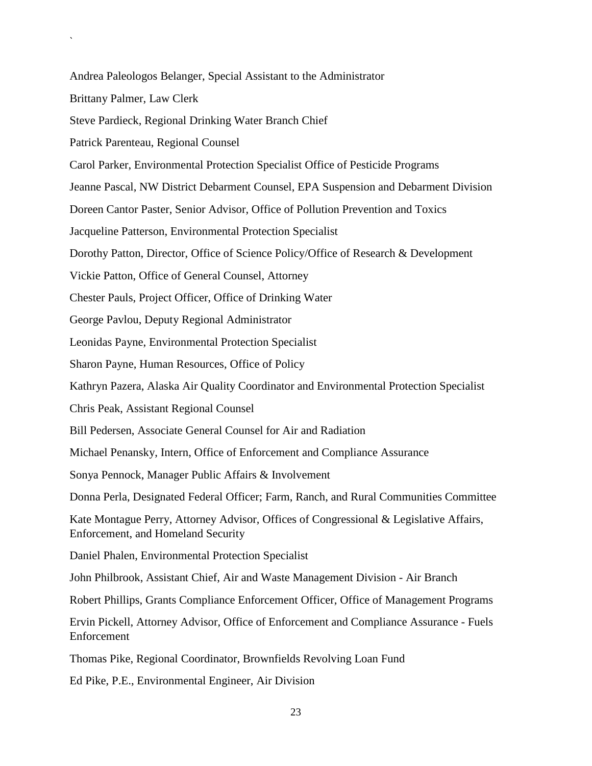Andrea Paleologos Belanger, Special Assistant to the Administrator

Brittany Palmer, Law Clerk

Steve Pardieck, Regional Drinking Water Branch Chief

Patrick Parenteau, Regional Counsel

Carol Parker, Environmental Protection Specialist Office of Pesticide Programs

Jeanne Pascal, NW District Debarment Counsel, EPA Suspension and Debarment Division

Doreen Cantor Paster, Senior Advisor, Office of Pollution Prevention and Toxics

Jacqueline Patterson, Environmental Protection Specialist

Dorothy Patton, Director, Office of Science Policy/Office of Research & Development

Vickie Patton, Office of General Counsel, Attorney

Chester Pauls, Project Officer, Office of Drinking Water

George Pavlou, Deputy Regional Administrator

Leonidas Payne, Environmental Protection Specialist

Sharon Payne, Human Resources, Office of Policy

Kathryn Pazera, Alaska Air Quality Coordinator and Environmental Protection Specialist

Chris Peak, Assistant Regional Counsel

Bill Pedersen, Associate General Counsel for Air and Radiation

Michael Penansky, Intern, Office of Enforcement and Compliance Assurance

Sonya Pennock, Manager Public Affairs & Involvement

Donna Perla, Designated Federal Officer; Farm, Ranch, and Rural Communities Committee

Kate Montague Perry, Attorney Advisor, Offices of Congressional & Legislative Affairs, Enforcement, and Homeland Security

Daniel Phalen, Environmental Protection Specialist

John Philbrook, Assistant Chief, Air and Waste Management Division - Air Branch

Robert Phillips, Grants Compliance Enforcement Officer, Office of Management Programs

Ervin Pickell, Attorney Advisor, Office of Enforcement and Compliance Assurance - Fuels Enforcement

Thomas Pike, Regional Coordinator, Brownfields Revolving Loan Fund

Ed Pike, P.E., Environmental Engineer, Air Division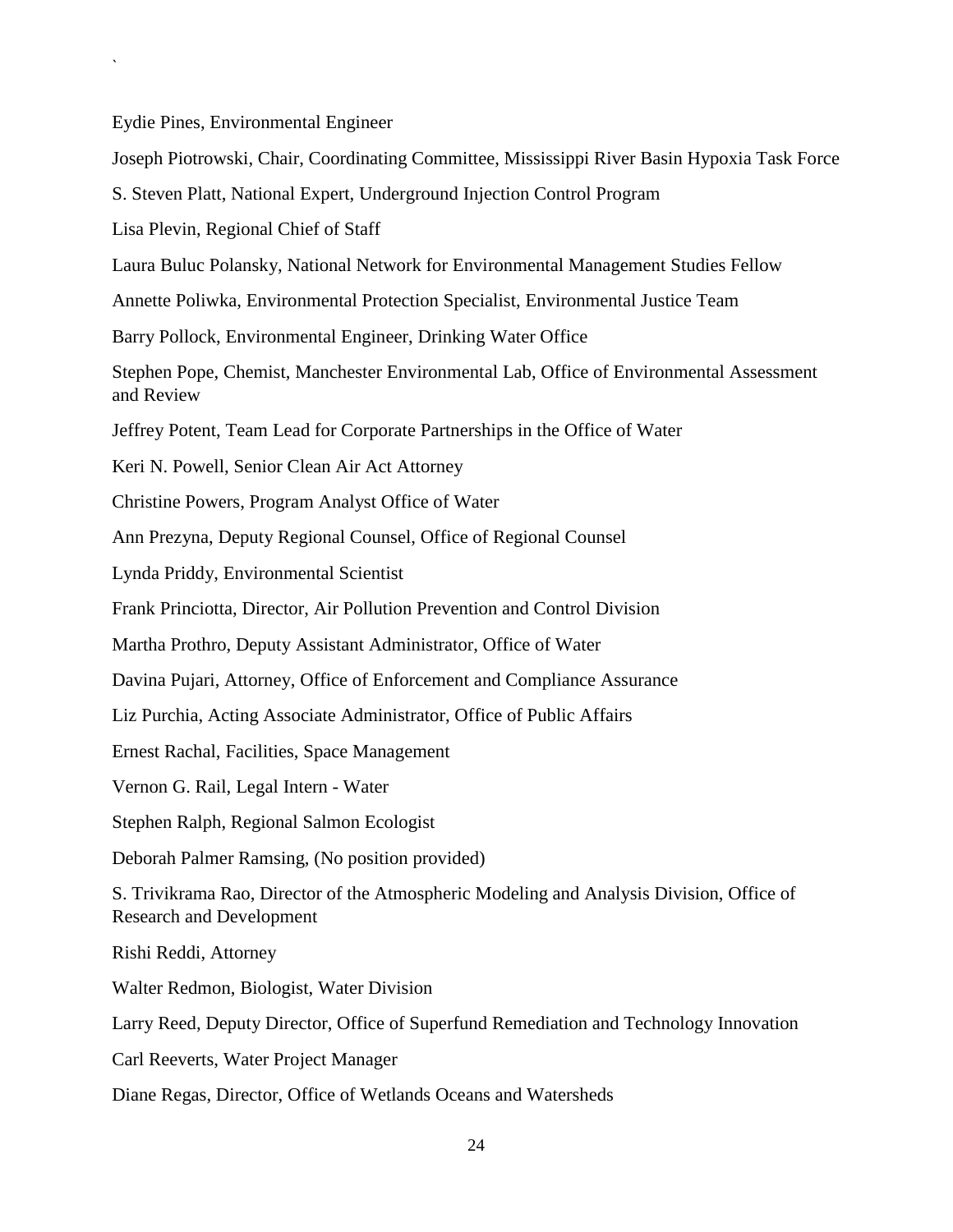`

Eydie Pines, Environmental Engineer

Joseph Piotrowski, Chair, Coordinating Committee, Mississippi River Basin Hypoxia Task Force

S. Steven Platt, National Expert, Underground Injection Control Program

Lisa Plevin, Regional Chief of Staff

Laura Buluc Polansky, National Network for Environmental Management Studies Fellow

Annette Poliwka, Environmental Protection Specialist, Environmental Justice Team

Barry Pollock, Environmental Engineer, Drinking Water Office

Stephen Pope, Chemist, Manchester Environmental Lab, Office of Environmental Assessment and Review

Jeffrey Potent, Team Lead for Corporate Partnerships in the Office of Water

Keri N. Powell, Senior Clean Air Act Attorney

Christine Powers, Program Analyst Office of Water

Ann Prezyna, Deputy Regional Counsel, Office of Regional Counsel

Lynda Priddy, Environmental Scientist

Frank Princiotta, Director, Air Pollution Prevention and Control Division

Martha Prothro, Deputy Assistant Administrator, Office of Water

Davina Pujari, Attorney, Office of Enforcement and Compliance Assurance

Liz Purchia, Acting Associate Administrator, Office of Public Affairs

Ernest Rachal, Facilities, Space Management

Vernon G. Rail, Legal Intern - Water

Stephen Ralph, Regional Salmon Ecologist

Deborah Palmer Ramsing, (No position provided)

S. Trivikrama Rao, Director of the Atmospheric Modeling and Analysis Division, Office of Research and Development

Rishi Reddi, Attorney

Walter Redmon, Biologist, Water Division

Larry Reed, Deputy Director, Office of Superfund Remediation and Technology Innovation

Carl Reeverts, Water Project Manager

Diane Regas, Director, Office of Wetlands Oceans and Watersheds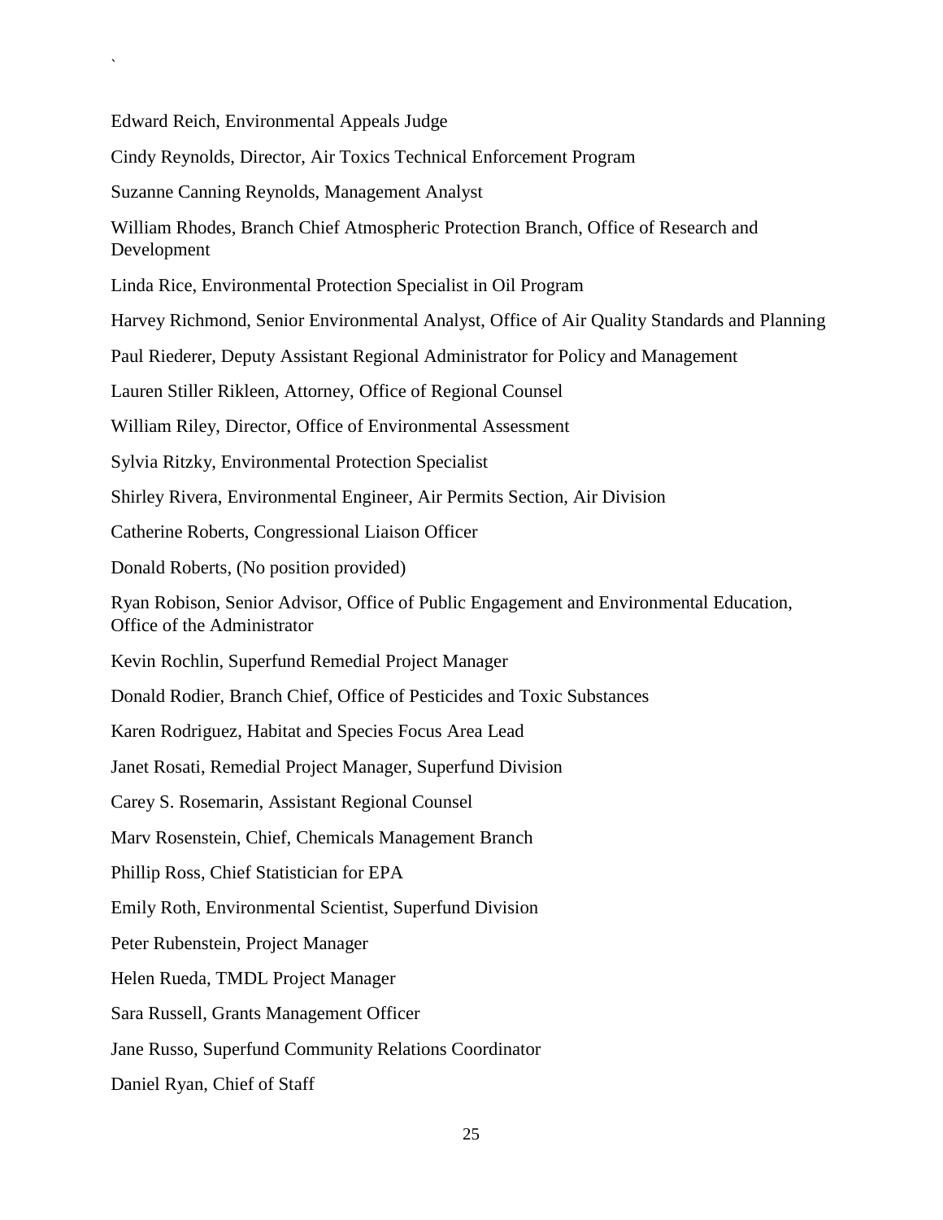Edward Reich, Environmental Appeals Judge

Cindy Reynolds, Director, Air Toxics Technical Enforcement Program

Suzanne Canning Reynolds, Management Analyst

William Rhodes, Branch Chief Atmospheric Protection Branch, Office of Research and Development

Linda Rice, Environmental Protection Specialist in Oil Program

Harvey Richmond, Senior Environmental Analyst, Office of Air Quality Standards and Planning

Paul Riederer, Deputy Assistant Regional Administrator for Policy and Management

Lauren Stiller Rikleen, Attorney, Office of Regional Counsel

William Riley, Director, Office of Environmental Assessment

Sylvia Ritzky, Environmental Protection Specialist

Shirley Rivera, Environmental Engineer, Air Permits Section, Air Division

Catherine Roberts, Congressional Liaison Officer

Donald Roberts, (No position provided)

Ryan Robison, Senior Advisor, Office of Public Engagement and Environmental Education, Office of the Administrator

Kevin Rochlin, Superfund Remedial Project Manager

Donald Rodier, Branch Chief, Office of Pesticides and Toxic Substances

Karen Rodriguez, Habitat and Species Focus Area Lead

Janet Rosati, Remedial Project Manager, Superfund Division

Carey S. Rosemarin, Assistant Regional Counsel

Marv Rosenstein, Chief, Chemicals Management Branch

Phillip Ross, Chief Statistician for EPA

Emily Roth, Environmental Scientist, Superfund Division

Peter Rubenstein, Project Manager

Helen Rueda, TMDL Project Manager

Sara Russell, Grants Management Officer

Jane Russo, Superfund Community Relations Coordinator

Daniel Ryan, Chief of Staff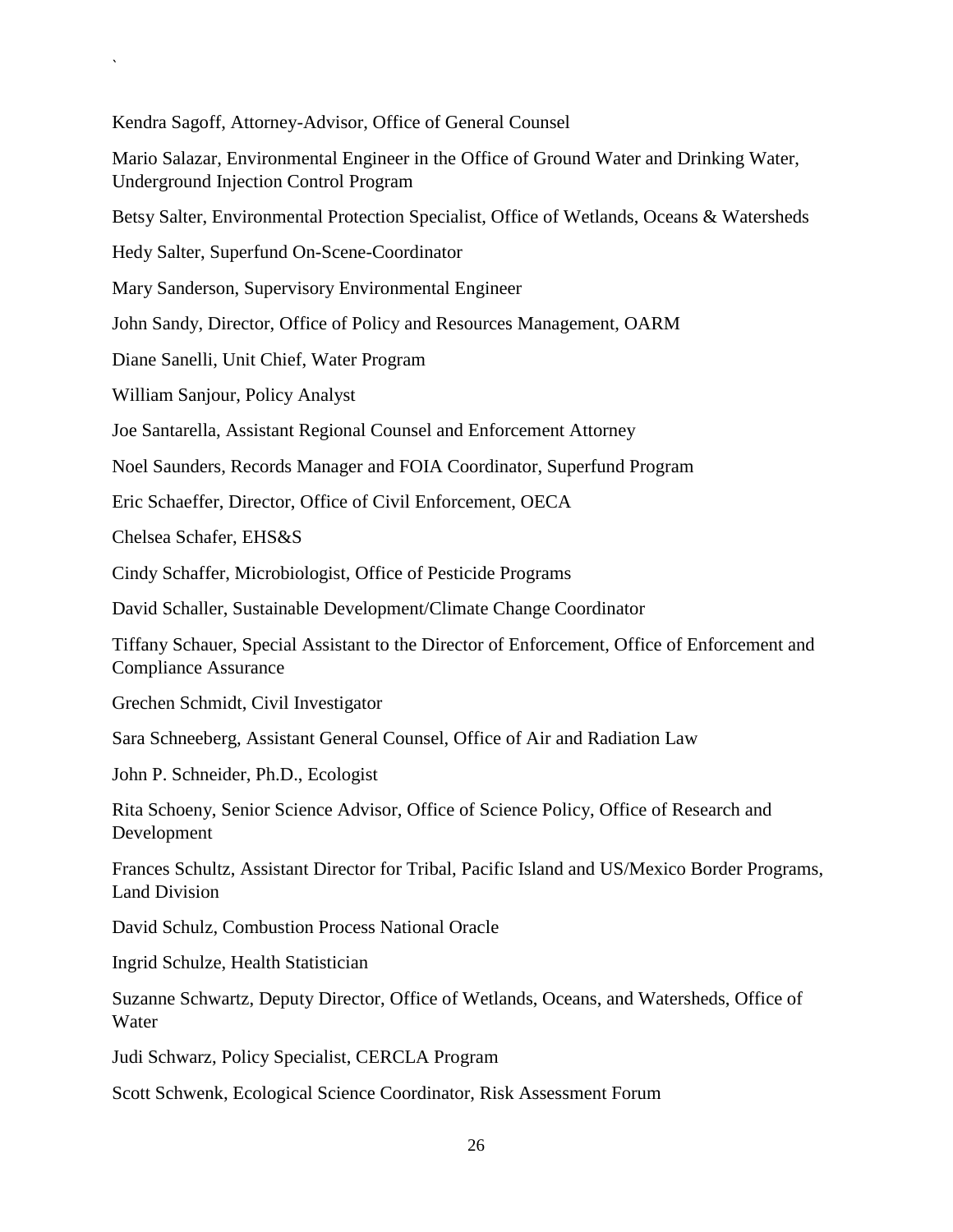`

Kendra Sagoff, Attorney-Advisor, Office of General Counsel

Mario Salazar, Environmental Engineer in the Office of Ground Water and Drinking Water, Underground Injection Control Program

Betsy Salter, Environmental Protection Specialist, Office of Wetlands, Oceans & Watersheds

Hedy Salter, Superfund On-Scene-Coordinator

Mary Sanderson, Supervisory Environmental Engineer

John Sandy, Director, Office of Policy and Resources Management, OARM

Diane Sanelli, Unit Chief, Water Program

William Sanjour, Policy Analyst

Joe Santarella, Assistant Regional Counsel and Enforcement Attorney

Noel Saunders, Records Manager and FOIA Coordinator, Superfund Program

Eric Schaeffer, Director, Office of Civil Enforcement, OECA

Chelsea Schafer, EHS&S

Cindy Schaffer, Microbiologist, Office of Pesticide Programs

David Schaller, Sustainable Development/Climate Change Coordinator

Tiffany Schauer, Special Assistant to the Director of Enforcement, Office of Enforcement and Compliance Assurance

Grechen Schmidt, Civil Investigator

Sara Schneeberg, Assistant General Counsel, Office of Air and Radiation Law

John P. Schneider, Ph.D., Ecologist

Rita Schoeny, Senior Science Advisor, Office of Science Policy, Office of Research and Development

Frances Schultz, Assistant Director for Tribal, Pacific Island and US/Mexico Border Programs, Land Division

David Schulz, Combustion Process National Oracle

Ingrid Schulze, Health Statistician

Suzanne Schwartz, Deputy Director, Office of Wetlands, Oceans, and Watersheds, Office of Water

Judi Schwarz, Policy Specialist, CERCLA Program

Scott Schwenk, Ecological Science Coordinator, Risk Assessment Forum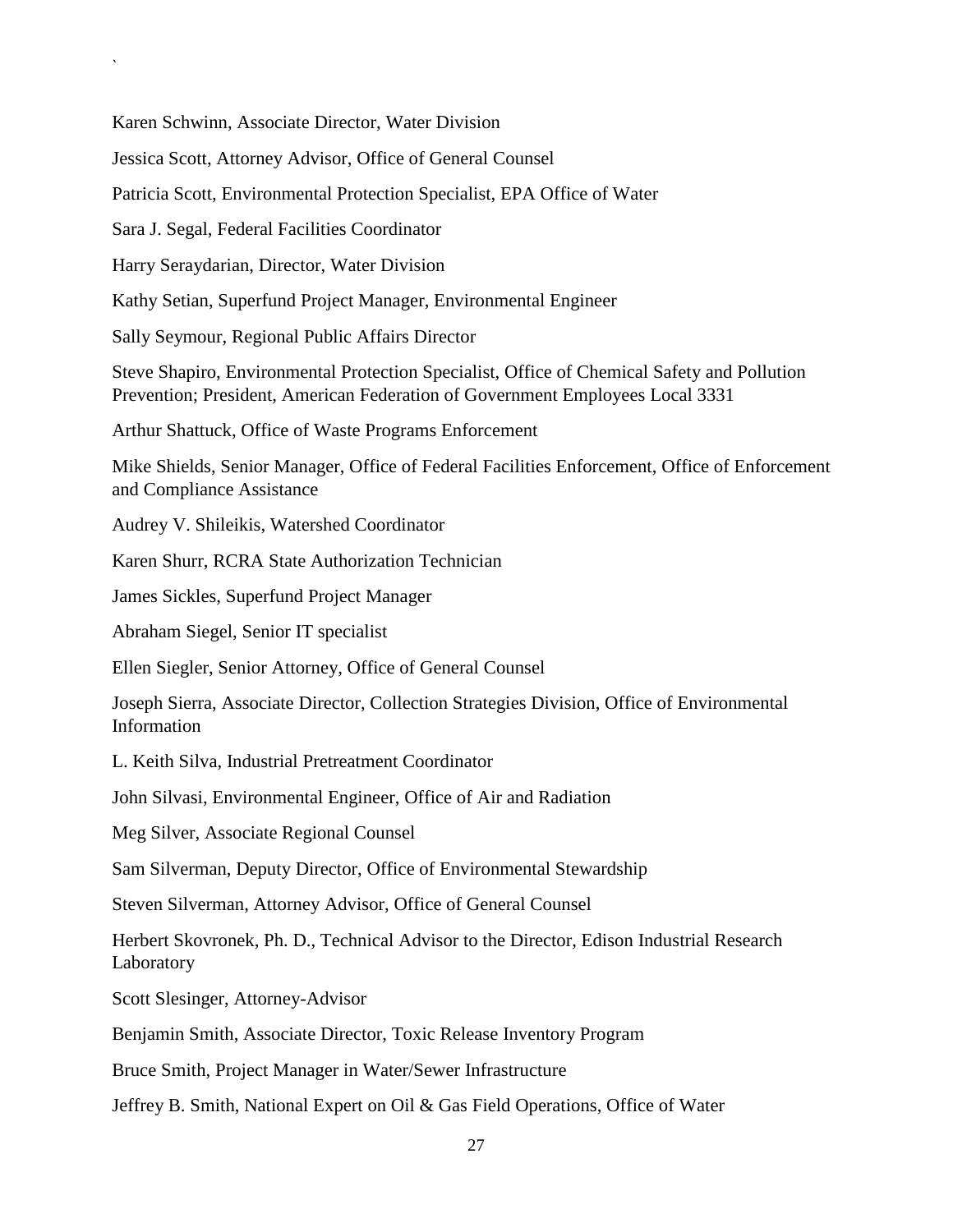Karen Schwinn, Associate Director, Water Division

Jessica Scott, Attorney Advisor, Office of General Counsel

Patricia Scott, Environmental Protection Specialist, EPA Office of Water

Sara J. Segal, Federal Facilities Coordinator

Harry Seraydarian, Director, Water Division

Kathy Setian, Superfund Project Manager, Environmental Engineer

Sally Seymour, Regional Public Affairs Director

Steve Shapiro, Environmental Protection Specialist, Office of Chemical Safety and Pollution Prevention; President, American Federation of Government Employees Local 3331

Arthur Shattuck, Office of Waste Programs Enforcement

Mike Shields, Senior Manager, Office of Federal Facilities Enforcement, Office of Enforcement and Compliance Assistance

Audrey V. Shileikis, Watershed Coordinator

Karen Shurr, RCRA State Authorization Technician

James Sickles, Superfund Project Manager

Abraham Siegel, Senior IT specialist

Ellen Siegler, Senior Attorney, Office of General Counsel

Joseph Sierra, Associate Director, Collection Strategies Division, Office of Environmental Information

L. Keith Silva, Industrial Pretreatment Coordinator

John Silvasi, Environmental Engineer, Office of Air and Radiation

Meg Silver, Associate Regional Counsel

Sam Silverman, Deputy Director, Office of Environmental Stewardship

Steven Silverman, Attorney Advisor, Office of General Counsel

Herbert Skovronek, Ph. D., Technical Advisor to the Director, Edison Industrial Research Laboratory

Scott Slesinger, Attorney-Advisor

Benjamin Smith, Associate Director, Toxic Release Inventory Program

Bruce Smith, Project Manager in Water/Sewer Infrastructure

Jeffrey B. Smith, National Expert on Oil & Gas Field Operations, Office of Water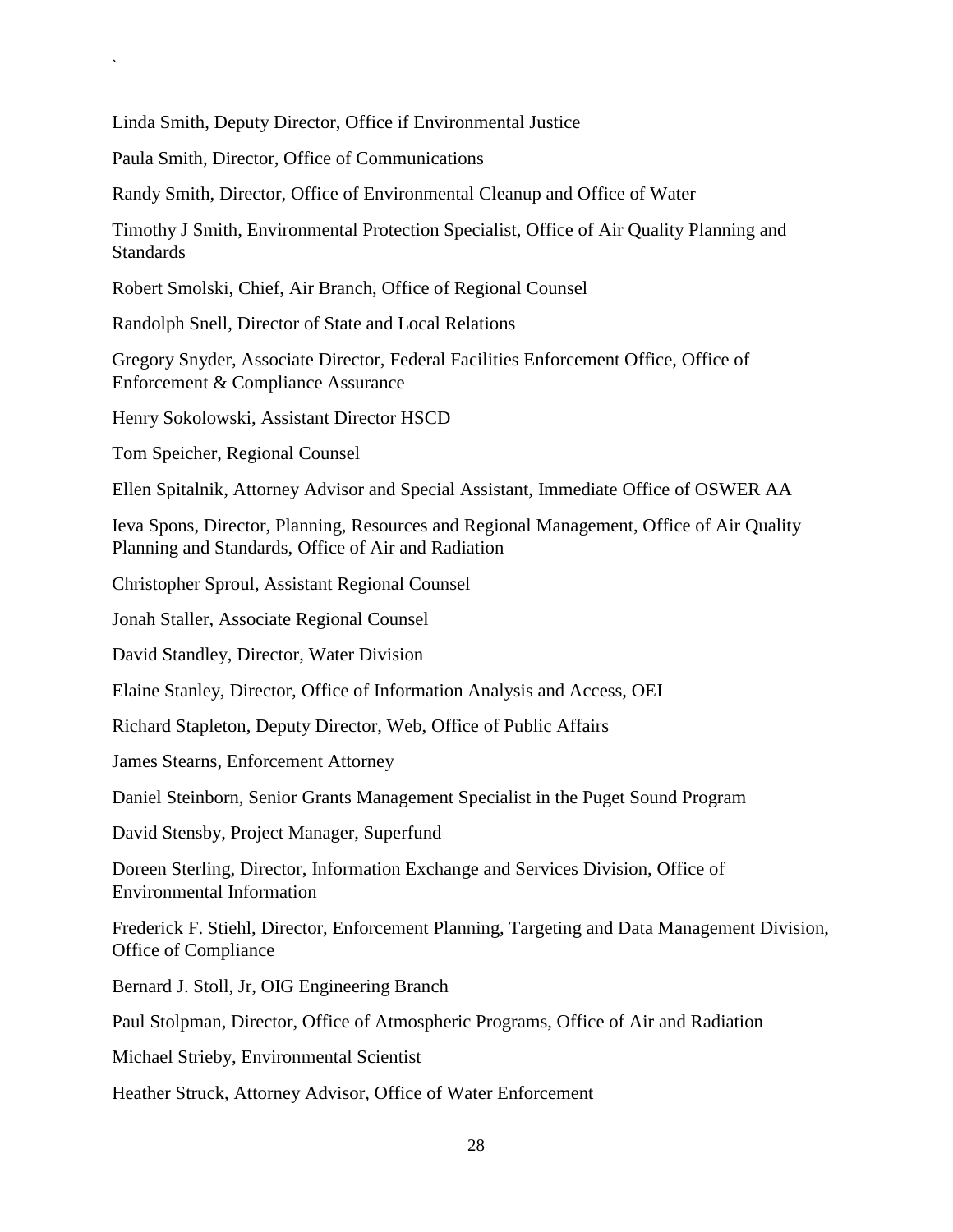`

Linda Smith, Deputy Director, Office if Environmental Justice

Paula Smith, Director, Office of Communications

Randy Smith, Director, Office of Environmental Cleanup and Office of Water

Timothy J Smith, Environmental Protection Specialist, Office of Air Quality Planning and Standards

Robert Smolski, Chief, Air Branch, Office of Regional Counsel

Randolph Snell, Director of State and Local Relations

Gregory Snyder, Associate Director, Federal Facilities Enforcement Office, Office of Enforcement & Compliance Assurance

Henry Sokolowski, Assistant Director HSCD

Tom Speicher, Regional Counsel

Ellen Spitalnik, Attorney Advisor and Special Assistant, Immediate Office of OSWER AA

Ieva Spons, Director, Planning, Resources and Regional Management, Office of Air Quality Planning and Standards, Office of Air and Radiation

Christopher Sproul, Assistant Regional Counsel

Jonah Staller, Associate Regional Counsel

David Standley, Director, Water Division

Elaine Stanley, Director, Office of Information Analysis and Access, OEI

Richard Stapleton, Deputy Director, Web, Office of Public Affairs

James Stearns, Enforcement Attorney

Daniel Steinborn, Senior Grants Management Specialist in the Puget Sound Program

David Stensby, Project Manager, Superfund

Doreen Sterling, Director, Information Exchange and Services Division, Office of Environmental Information

Frederick F. Stiehl, Director, Enforcement Planning, Targeting and Data Management Division, Office of Compliance

Bernard J. Stoll, Jr, OIG Engineering Branch

Paul Stolpman, Director, Office of Atmospheric Programs, Office of Air and Radiation

Michael Strieby, Environmental Scientist

Heather Struck, Attorney Advisor, Office of Water Enforcement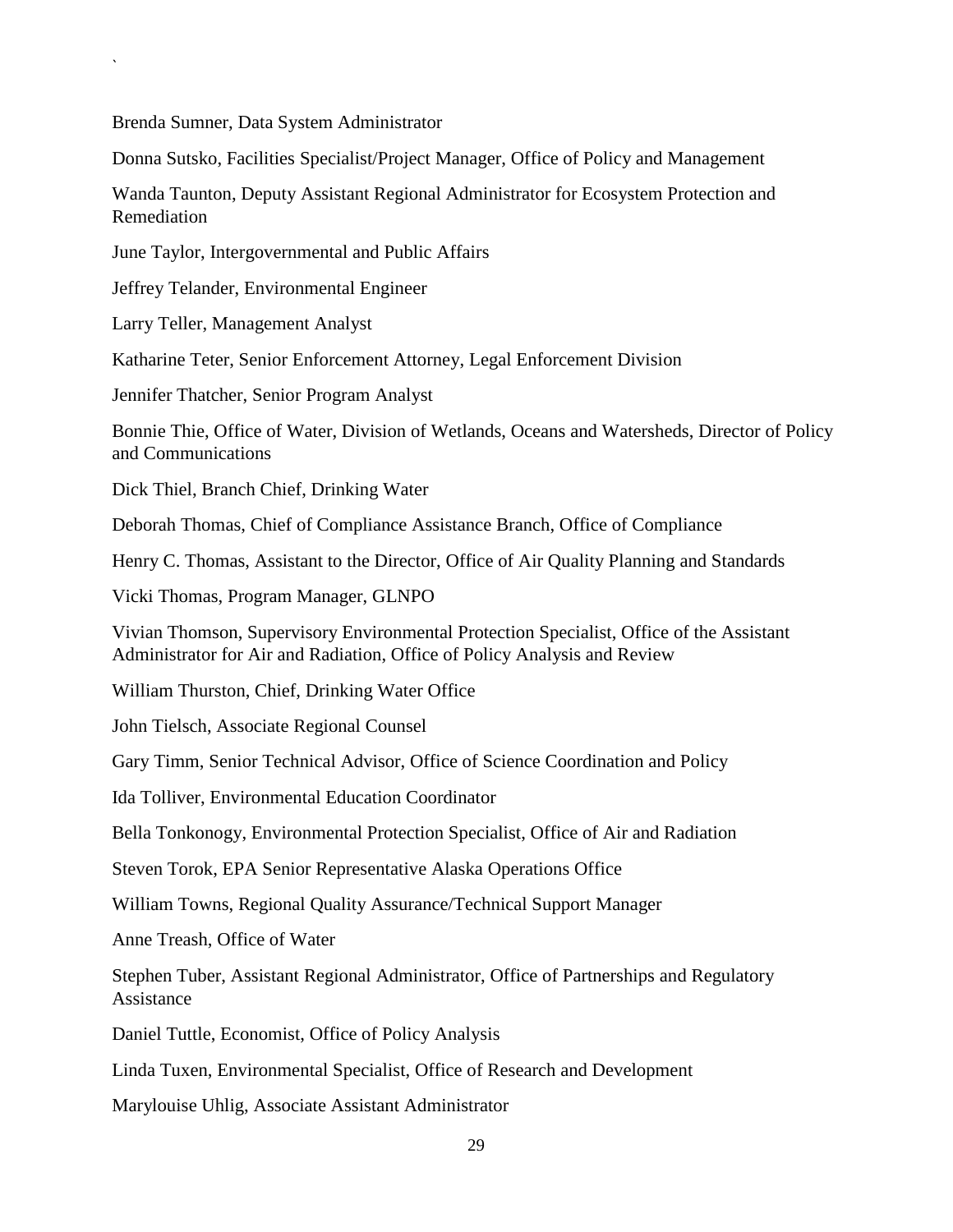Brenda Sumner, Data System Administrator

Donna Sutsko, Facilities Specialist/Project Manager, Office of Policy and Management

Wanda Taunton, Deputy Assistant Regional Administrator for Ecosystem Protection and Remediation

June Taylor, Intergovernmental and Public Affairs

Jeffrey Telander, Environmental Engineer

Larry Teller, Management Analyst

Katharine Teter, Senior Enforcement Attorney, Legal Enforcement Division

Jennifer Thatcher, Senior Program Analyst

Bonnie Thie, Office of Water, Division of Wetlands, Oceans and Watersheds, Director of Policy and Communications

Dick Thiel, Branch Chief, Drinking Water

Deborah Thomas, Chief of Compliance Assistance Branch, Office of Compliance

Henry C. Thomas, Assistant to the Director, Office of Air Quality Planning and Standards

Vicki Thomas, Program Manager, GLNPO

Vivian Thomson, Supervisory Environmental Protection Specialist, Office of the Assistant Administrator for Air and Radiation, Office of Policy Analysis and Review

William Thurston, Chief, Drinking Water Office

John Tielsch, Associate Regional Counsel

Gary Timm, Senior Technical Advisor, Office of Science Coordination and Policy

Ida Tolliver, Environmental Education Coordinator

Bella Tonkonogy, Environmental Protection Specialist, Office of Air and Radiation

Steven Torok, EPA Senior Representative Alaska Operations Office

William Towns, Regional Quality Assurance/Technical Support Manager

Anne Treash, Office of Water

Stephen Tuber, Assistant Regional Administrator, Office of Partnerships and Regulatory Assistance

Daniel Tuttle, Economist, Office of Policy Analysis

Linda Tuxen, Environmental Specialist, Office of Research and Development

Marylouise Uhlig, Associate Assistant Administrator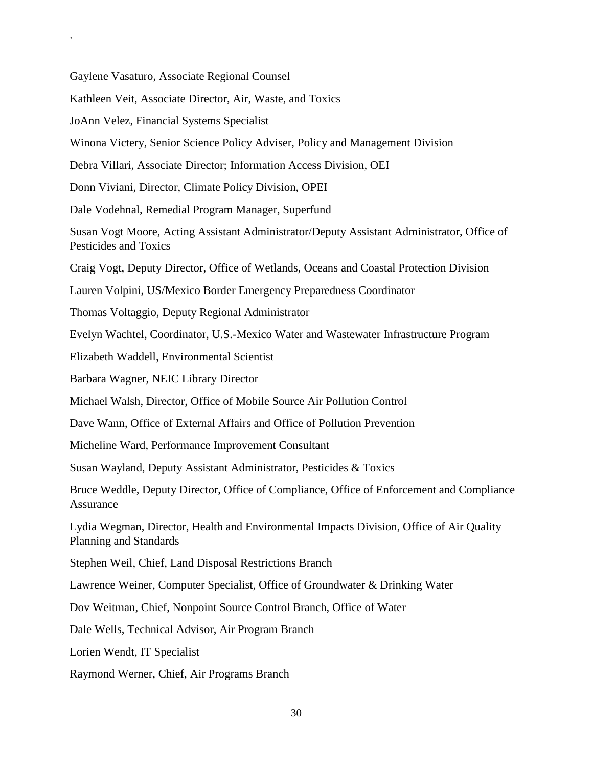Gaylene Vasaturo, Associate Regional Counsel

Kathleen Veit, Associate Director, Air, Waste, and Toxics

JoAnn Velez, Financial Systems Specialist

Winona Victery, Senior Science Policy Adviser, Policy and Management Division

Debra Villari, Associate Director; Information Access Division, OEI

Donn Viviani, Director, Climate Policy Division, OPEI

Dale Vodehnal, Remedial Program Manager, Superfund

Susan Vogt Moore, Acting Assistant Administrator/Deputy Assistant Administrator, Office of Pesticides and Toxics

Craig Vogt, Deputy Director, Office of Wetlands, Oceans and Coastal Protection Division

Lauren Volpini, US/Mexico Border Emergency Preparedness Coordinator

Thomas Voltaggio, Deputy Regional Administrator

Evelyn Wachtel, Coordinator, U.S.-Mexico Water and Wastewater Infrastructure Program

Elizabeth Waddell, Environmental Scientist

Barbara Wagner, NEIC Library Director

Michael Walsh, Director, Office of Mobile Source Air Pollution Control

Dave Wann, Office of External Affairs and Office of Pollution Prevention

Micheline Ward, Performance Improvement Consultant

Susan Wayland, Deputy Assistant Administrator, Pesticides & Toxics

Bruce Weddle, Deputy Director, Office of Compliance, Office of Enforcement and Compliance Assurance

Lydia Wegman, Director, Health and Environmental Impacts Division, Office of Air Quality Planning and Standards

Stephen Weil, Chief, Land Disposal Restrictions Branch

Lawrence Weiner, Computer Specialist, Office of Groundwater & Drinking Water

Dov Weitman, Chief, Nonpoint Source Control Branch, Office of Water

Dale Wells, Technical Advisor, Air Program Branch

Lorien Wendt, IT Specialist

Raymond Werner, Chief, Air Programs Branch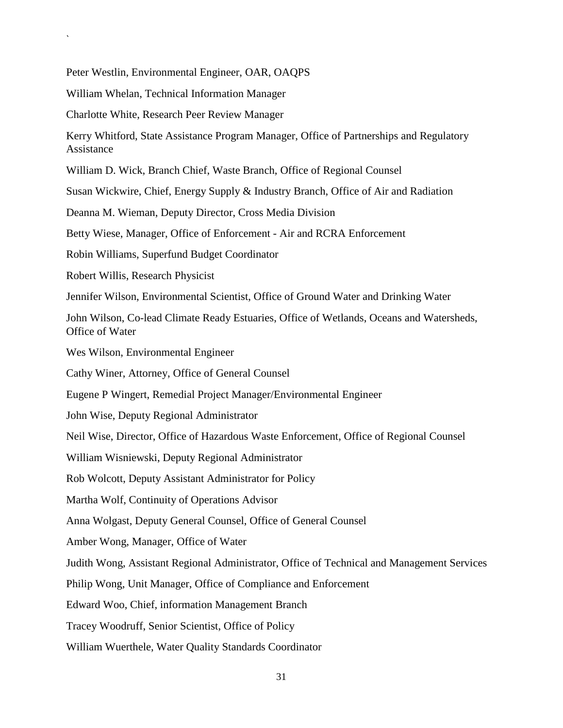Peter Westlin, Environmental Engineer, OAR, OAQPS

William Whelan, Technical Information Manager

Charlotte White, Research Peer Review Manager

Kerry Whitford, State Assistance Program Manager, Office of Partnerships and Regulatory Assistance

William D. Wick, Branch Chief, Waste Branch, Office of Regional Counsel

Susan Wickwire, Chief, Energy Supply & Industry Branch, Office of Air and Radiation

Deanna M. Wieman, Deputy Director, Cross Media Division

Betty Wiese, Manager, Office of Enforcement - Air and RCRA Enforcement

Robin Williams, Superfund Budget Coordinator

Robert Willis, Research Physicist

Jennifer Wilson, Environmental Scientist, Office of Ground Water and Drinking Water

John Wilson, Co-lead Climate Ready Estuaries, Office of Wetlands, Oceans and Watersheds, Office of Water

Wes Wilson, Environmental Engineer

Cathy Winer, Attorney, Office of General Counsel

Eugene P Wingert, Remedial Project Manager/Environmental Engineer

John Wise, Deputy Regional Administrator

Neil Wise, Director, Office of Hazardous Waste Enforcement, Office of Regional Counsel

William Wisniewski, Deputy Regional Administrator

Rob Wolcott, Deputy Assistant Administrator for Policy

Martha Wolf, Continuity of Operations Advisor

Anna Wolgast, Deputy General Counsel, Office of General Counsel

Amber Wong, Manager, Office of Water

Judith Wong, Assistant Regional Administrator, Office of Technical and Management Services

Philip Wong, Unit Manager, Office of Compliance and Enforcement

Edward Woo, Chief, information Management Branch

Tracey Woodruff, Senior Scientist, Office of Policy

William Wuerthele, Water Quality Standards Coordinator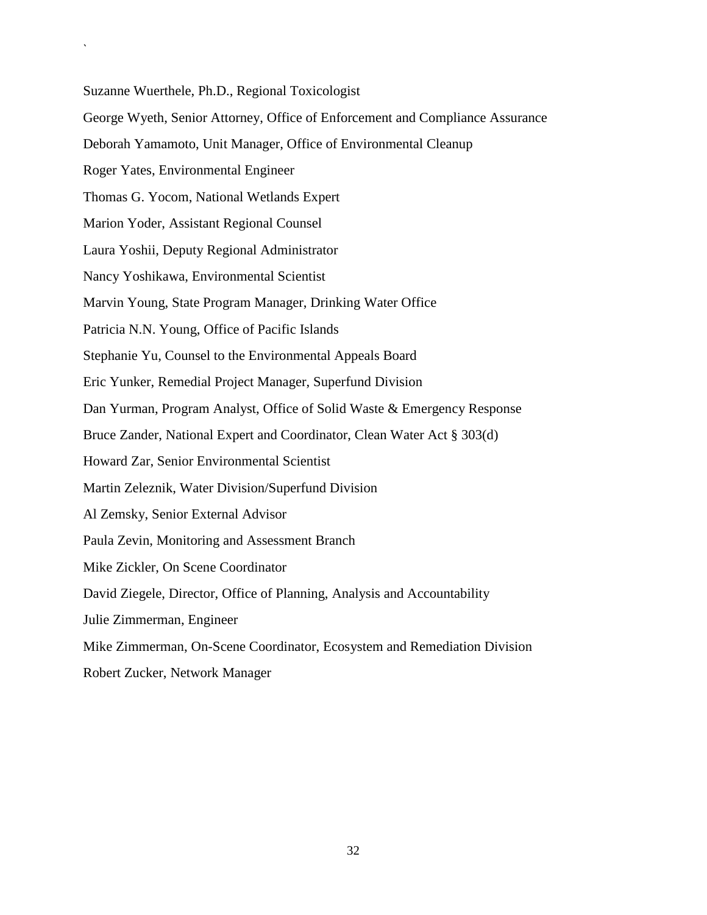`

Suzanne Wuerthele, Ph.D., Regional Toxicologist

George Wyeth, Senior Attorney, Office of Enforcement and Compliance Assurance

Deborah Yamamoto, Unit Manager, Office of Environmental Cleanup

Roger Yates, Environmental Engineer

Thomas G. Yocom, National Wetlands Expert

Marion Yoder, Assistant Regional Counsel

Laura Yoshii, Deputy Regional Administrator

Nancy Yoshikawa, Environmental Scientist

Marvin Young, State Program Manager, Drinking Water Office

Patricia N.N. Young, Office of Pacific Islands

Stephanie Yu, Counsel to the Environmental Appeals Board

Eric Yunker, Remedial Project Manager, Superfund Division

Dan Yurman, Program Analyst, Office of Solid Waste & Emergency Response

Bruce Zander, National Expert and Coordinator, Clean Water Act § 303(d)

Howard Zar, Senior Environmental Scientist

Martin Zeleznik, Water Division/Superfund Division

Al Zemsky, Senior External Advisor

Paula Zevin, Monitoring and Assessment Branch

Mike Zickler, On Scene Coordinator

David Ziegele, Director, Office of Planning, Analysis and Accountability

Julie Zimmerman, Engineer

Mike Zimmerman, On-Scene Coordinator, Ecosystem and Remediation Division

Robert Zucker, Network Manager